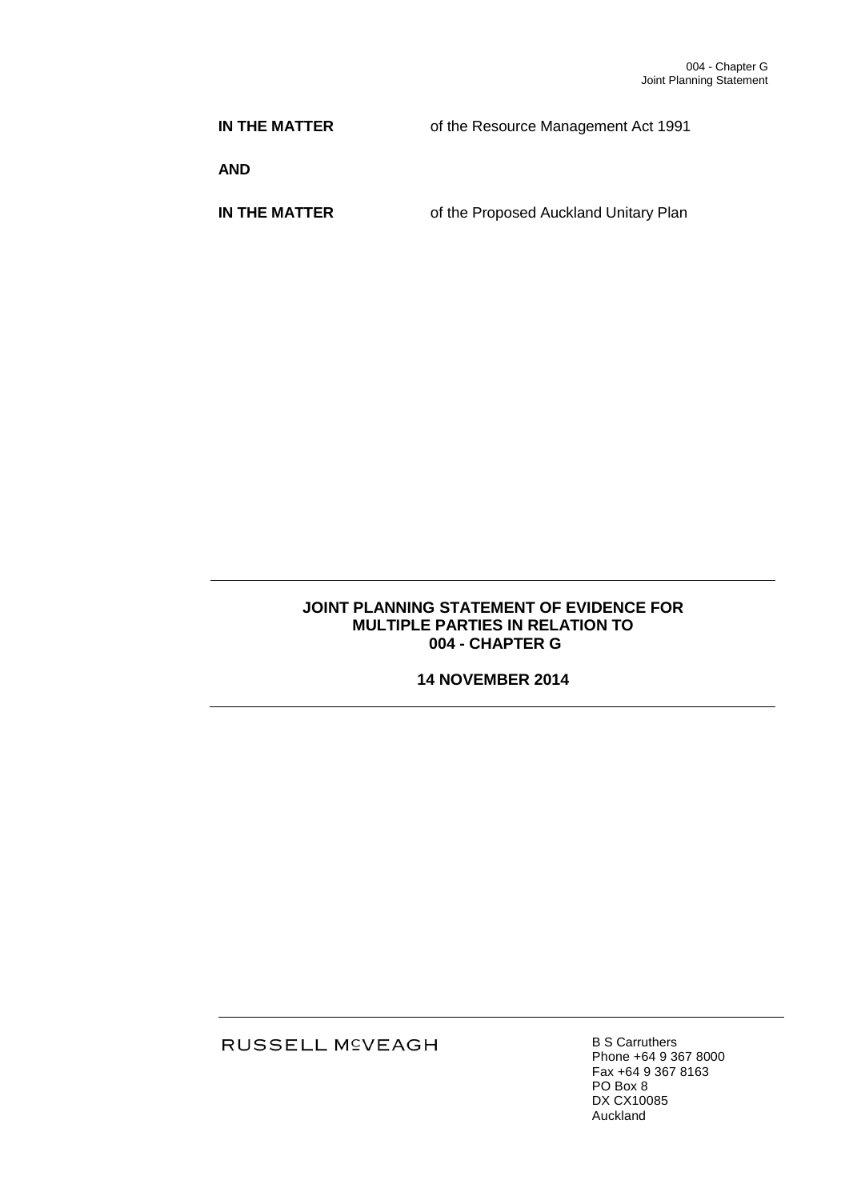004 - Chapter G
Joint Planning Statement

**IN THE MATTER** of the Resource Management Act 1991

**AND**

**IN THE MATTER** of the Proposed Auckland Unitary Plan

---

**JOINT PLANNING STATEMENT OF EVIDENCE FOR MULTIPLE PARTIES IN RELATION TO 004 - CHAPTER G**

**14 NOVEMBER 2014**

---

RUSSELL McVEAGH

B S Carruthers
Phone +64 9 367 8000
Fax +64 9 367 8163
PO Box 8
DX CX10085
Auckland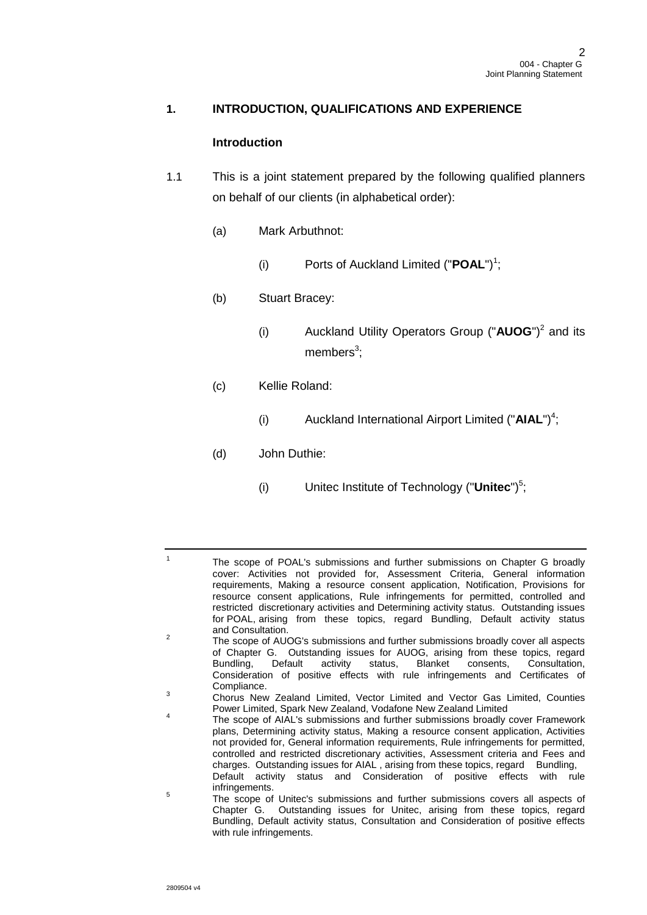## 1. INTRODUCTION, QUALIFICATIONS AND EXPERIENCE

### Introduction

1.1 This is a joint statement prepared by the following qualified planners on behalf of our clients (in alphabetical order):

   (a) Mark Arbuthnot:

      (i) Ports of Auckland Limited ("**POAL**")[1];

   (b) Stuart Bracey:

      (i) Auckland Utility Operators Group ("**AUOG**")[2] and its members[3];

   (c) Kellie Roland:

      (i) Auckland International Airport Limited ("**AIAL**")[4];

   (d) John Duthie:

      (i) Unitec Institute of Technology ("**Unitec**")[5];

---

[1] The scope of POAL's submissions and further submissions on Chapter G broadly cover: Activities not provided for, Assessment Criteria, General information requirements, Making a resource consent application, Notification, Provisions for resource consent applications, Rule infringements for permitted, controlled and restricted discretionary activities and Determining activity status. Outstanding issues for POAL, arising from these topics, regard Bundling, Default activity status and Consultation.

[2] The scope of AUOG's submissions and further submissions broadly cover all aspects of Chapter G. Outstanding issues for AUOG, arising from these topics, regard Bundling, Default activity status, Blanket consents, Consultation, Consideration of positive effects with rule infringements and Certificates of Compliance.

[3] Chorus New Zealand Limited, Vector Limited and Vector Gas Limited, Counties Power Limited, Spark New Zealand, Vodafone New Zealand Limited

[4] The scope of AIAL's submissions and further submissions broadly cover Framework plans, Determining activity status, Making a resource consent application, Activities not provided for, General information requirements, Rule infringements for permitted, controlled and restricted discretionary activities, Assessment criteria and Fees and charges. Outstanding issues for AIAL , arising from these topics, regard Bundling, Default activity status and Consideration of positive effects with rule infringements.

[5] The scope of Unitec's submissions and further submissions covers all aspects of Chapter G. Outstanding issues for Unitec, arising from these topics, regard Bundling, Default activity status, Consultation and Consideration of positive effects with rule infringements.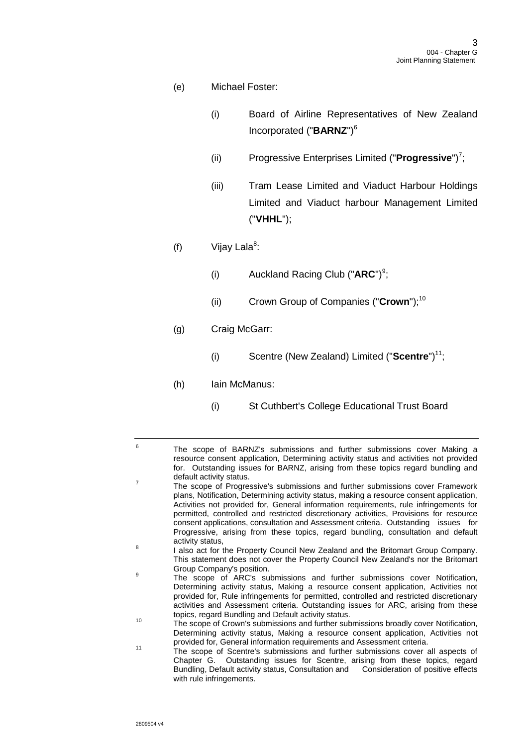(e) Michael Foster:

 (i) Board of Airline Representatives of New Zealand Incorporated ("**BARNZ**")[6]

 (ii) Progressive Enterprises Limited ("**Progressive**")[7];

 (iii) Tram Lease Limited and Viaduct Harbour Holdings Limited and Viaduct harbour Management Limited ("**VHHL**");

(f) Vijay Lala[8]:

 (i) Auckland Racing Club ("**ARC**")[9];

 (ii) Crown Group of Companies ("**Crown**");[10]

(g) Craig McGarr:

 (i) Scentre (New Zealand) Limited ("**Scentre**")[11];

(h) Iain McManus:

 (i) St Cuthbert's College Educational Trust Board

---

[6] The scope of BARNZ's submissions and further submissions cover Making a resource consent application, Determining activity status and activities not provided for. Outstanding issues for BARNZ, arising from these topics regard bundling and default activity status.

[7] The scope of Progressive's submissions and further submissions cover Framework plans, Notification, Determining activity status, making a resource consent application, Activities not provided for, General information requirements, rule infringements for permitted, controlled and restricted discretionary activities, Provisions for resource consent applications, consultation and Assessment criteria. Outstanding issues for Progressive, arising from these topics, regard bundling, consultation and default activity status,

[8] I also act for the Property Council New Zealand and the Britomart Group Company. This statement does not cover the Property Council New Zealand's nor the Britomart Group Company's position.

[9] The scope of ARC's submissions and further submissions cover Notification, Determining activity status, Making a resource consent application, Activities not provided for, Rule infringements for permitted, controlled and restricted discretionary activities and Assessment criteria. Outstanding issues for ARC, arising from these topics, regard Bundling and Default activity status.

[10] The scope of Crown's submissions and further submissions broadly cover Notification, Determining activity status, Making a resource consent application, Activities not provided for, General information requirements and Assessment criteria.

[11] The scope of Scentre's submissions and further submissions cover all aspects of Chapter G. Outstanding issues for Scentre, arising from these topics, regard Bundling, Default activity status, Consultation and Consideration of positive effects with rule infringements.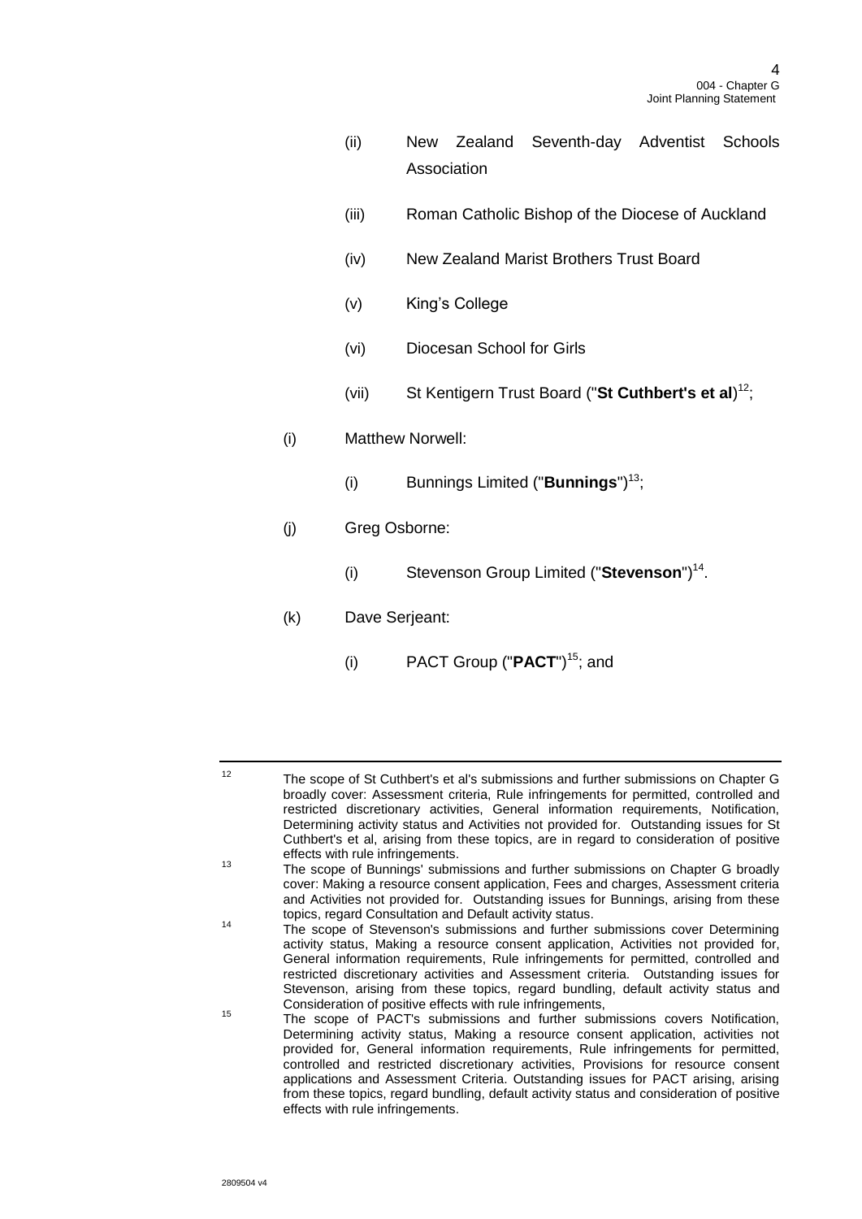(ii) New Zealand Seventh-day Adventist Schools Association

(iii) Roman Catholic Bishop of the Diocese of Auckland

(iv) New Zealand Marist Brothers Trust Board

(v) King's College

(vi) Diocesan School for Girls

(vii) St Kentigern Trust Board ("**St Cuthbert's et al**)[12];

(i) Matthew Norwell:

(i) Bunnings Limited ("**Bunnings**")[13];

(j) Greg Osborne:

(i) Stevenson Group Limited ("**Stevenson**")[14].

(k) Dave Serjeant:

(i) PACT Group ("**PACT**")[15]; and

---

[12] The scope of St Cuthbert's et al's submissions and further submissions on Chapter G broadly cover: Assessment criteria, Rule infringements for permitted, controlled and restricted discretionary activities, General information requirements, Notification, Determining activity status and Activities not provided for. Outstanding issues for St Cuthbert's et al, arising from these topics, are in regard to consideration of positive effects with rule infringements.

[13] The scope of Bunnings' submissions and further submissions on Chapter G broadly cover: Making a resource consent application, Fees and charges, Assessment criteria and Activities not provided for. Outstanding issues for Bunnings, arising from these topics, regard Consultation and Default activity status.

[14] The scope of Stevenson's submissions and further submissions cover Determining activity status, Making a resource consent application, Activities not provided for, General information requirements, Rule infringements for permitted, controlled and restricted discretionary activities and Assessment criteria. Outstanding issues for Stevenson, arising from these topics, regard bundling, default activity status and Consideration of positive effects with rule infringements,

[15] The scope of PACT's submissions and further submissions covers Notification, Determining activity status, Making a resource consent application, activities not provided for, General information requirements, Rule infringements for permitted, controlled and restricted discretionary activities, Provisions for resource consent applications and Assessment Criteria. Outstanding issues for PACT arising, arising from these topics, regard bundling, default activity status and consideration of positive effects with rule infringements.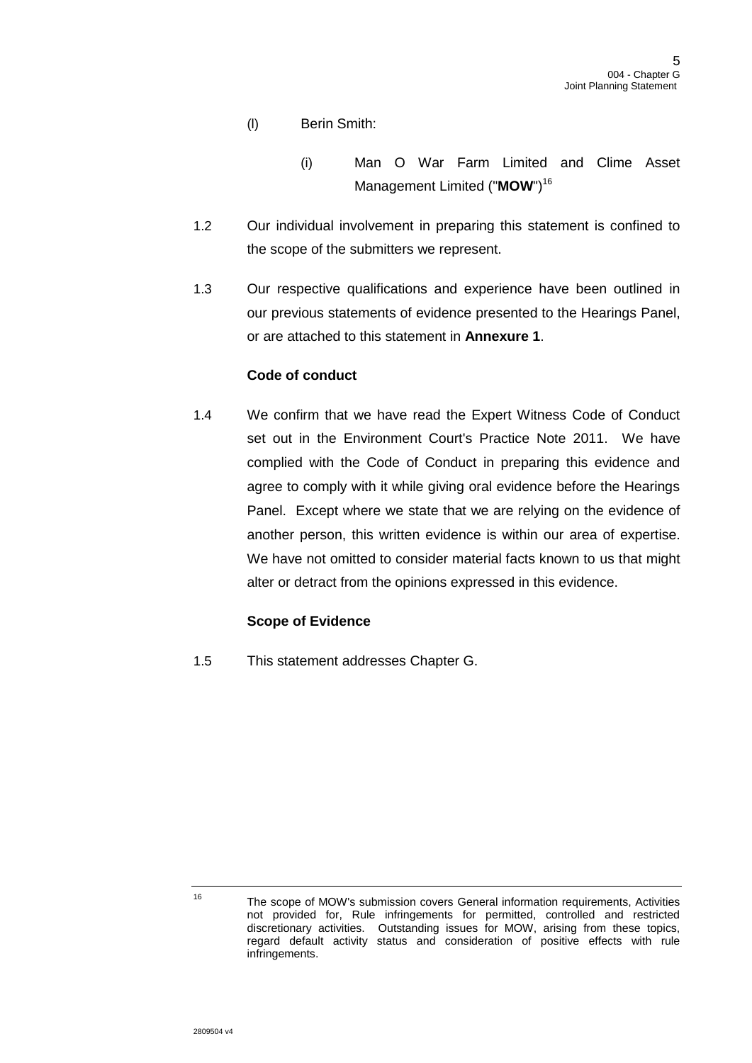(l) Berin Smith:

(i) Man O War Farm Limited and Clime Asset Management Limited ("**MOW**")[16]

1.2 Our individual involvement in preparing this statement is confined to the scope of the submitters we represent.

1.3 Our respective qualifications and experience have been outlined in our previous statements of evidence presented to the Hearings Panel, or are attached to this statement in **Annexure 1**.

**Code of conduct**

1.4 We confirm that we have read the Expert Witness Code of Conduct set out in the Environment Court's Practice Note 2011. We have complied with the Code of Conduct in preparing this evidence and agree to comply with it while giving oral evidence before the Hearings Panel. Except where we state that we are relying on the evidence of another person, this written evidence is within our area of expertise. We have not omitted to consider material facts known to us that might alter or detract from the opinions expressed in this evidence.

**Scope of Evidence**

1.5 This statement addresses Chapter G.

---

[16] The scope of MOW's submission covers General information requirements, Activities not provided for, Rule infringements for permitted, controlled and restricted discretionary activities. Outstanding issues for MOW, arising from these topics, regard default activity status and consideration of positive effects with rule infringements.

2809504 v4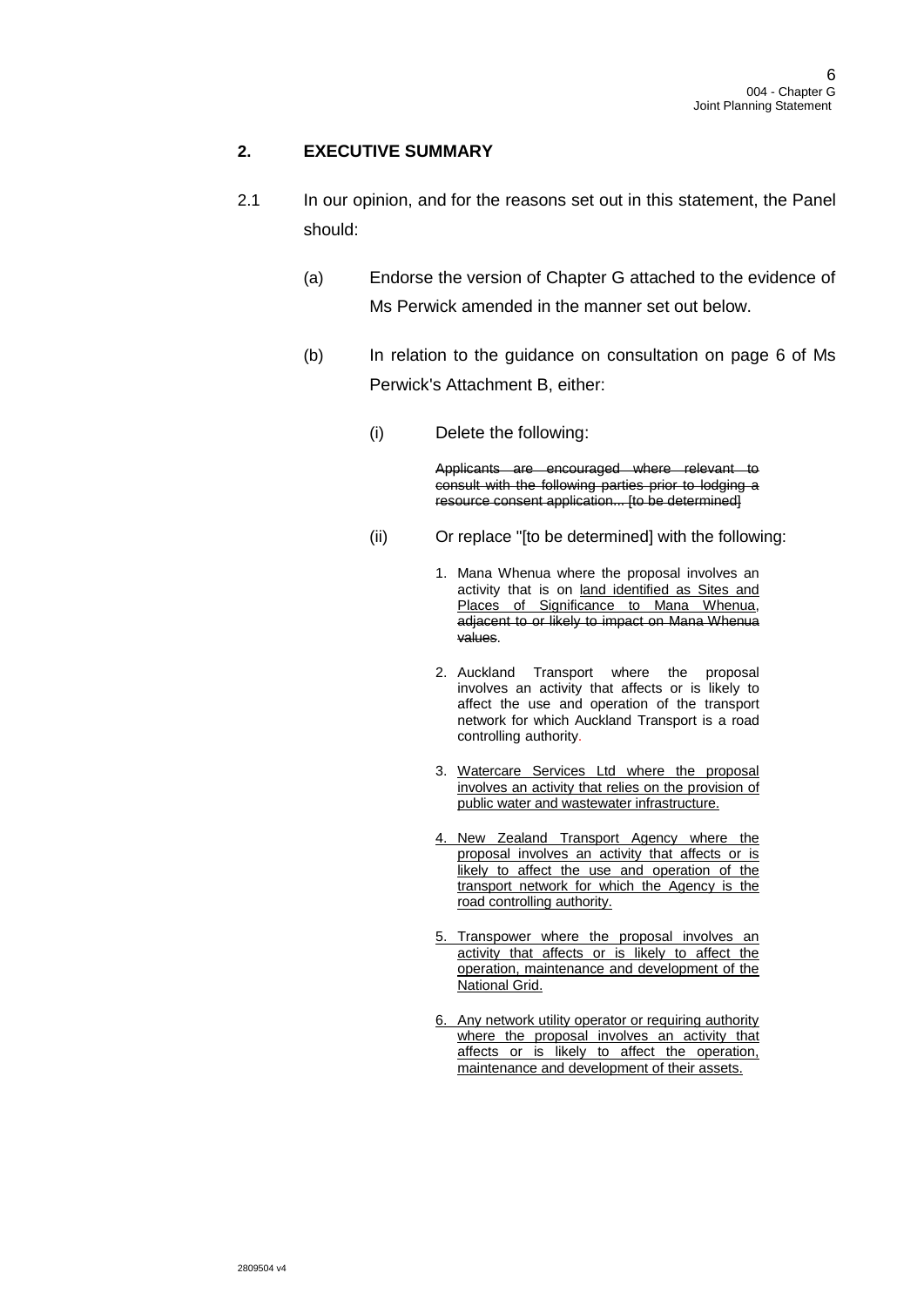## 2. EXECUTIVE SUMMARY

2.1 In our opinion, and for the reasons set out in this statement, the Panel should:

(a) Endorse the version of Chapter G attached to the evidence of Ms Perwick amended in the manner set out below.

(b) In relation to the guidance on consultation on page 6 of Ms Perwick's Attachment B, either:

(i) Delete the following:

> ~~Applicants are encouraged where relevant to consult with the following parties prior to lodging a resource consent application... [to be determined]~~

(ii) Or replace "[to be determined] with the following:

> 1. Mana Whenua where the proposal involves an activity that is on <u>land identified as Sites and Places of Significance to Mana Whenua</u>, ~~adjacent to or likely to impact on Mana Whenua values~~.
>
> 2. Auckland Transport where the proposal involves an activity that affects or is likely to affect the use and operation of the transport network for which Auckland Transport is a road controlling authority.
>
> 3. <u>Watercare Services Ltd where the proposal involves an activity that relies on the provision of public water and wastewater infrastructure.</u>
>
> 4. <u>New Zealand Transport Agency where the proposal involves an activity that affects or is likely to affect the use and operation of the transport network for which the Agency is the road controlling authority.</u>
>
> 5. <u>Transpower where the proposal involves an activity that affects or is likely to affect the operation, maintenance and development of the National Grid.</u>
>
> 6. <u>Any network utility operator or requiring authority where the proposal involves an activity that affects or is likely to affect the operation, maintenance and development of their assets.</u>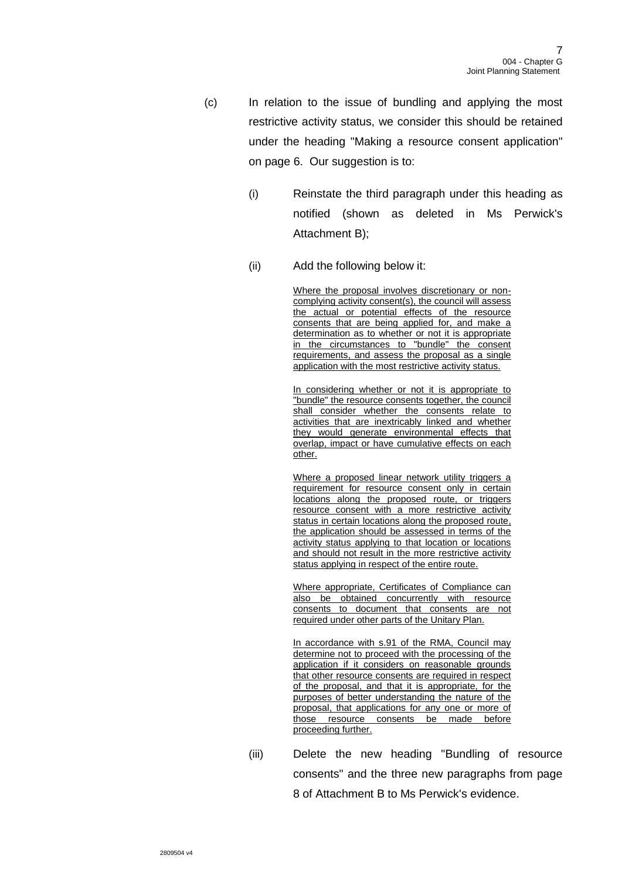(c) In relation to the issue of bundling and applying the most restrictive activity status, we consider this should be retained under the heading "Making a resource consent application" on page 6. Our suggestion is to:

  (i) Reinstate the third paragraph under this heading as notified (shown as deleted in Ms Perwick's Attachment B);

  (ii) Add the following below it:

    <u>Where the proposal involves discretionary or non-complying activity consent(s), the council will assess the actual or potential effects of the resource consents that are being applied for, and make a determination as to whether or not it is appropriate in the circumstances to "bundle" the consent requirements, and assess the proposal as a single application with the most restrictive activity status.</u>

    <u>In considering whether or not it is appropriate to "bundle" the resource consents together, the council shall consider whether the consents relate to activities that are inextricably linked and whether they would generate environmental effects that overlap, impact or have cumulative effects on each other.</u>

    <u>Where a proposed linear network utility triggers a requirement for resource consent only in certain locations along the proposed route, or triggers resource consent with a more restrictive activity status in certain locations along the proposed route, the application should be assessed in terms of the activity status applying to that location or locations and should not result in the more restrictive activity status applying in respect of the entire route.</u>

    <u>Where appropriate, Certificates of Compliance can also be obtained concurrently with resource consents to document that consents are not required under other parts of the Unitary Plan.</u>

    <u>In accordance with s.91 of the RMA, Council may determine not to proceed with the processing of the application if it considers on reasonable grounds that other resource consents are required in respect of the proposal, and that it is appropriate, for the purposes of better understanding the nature of the proposal, that applications for any one or more of those resource consents be made before proceeding further.</u>

  (iii) Delete the new heading "Bundling of resource consents" and the three new paragraphs from page 8 of Attachment B to Ms Perwick's evidence.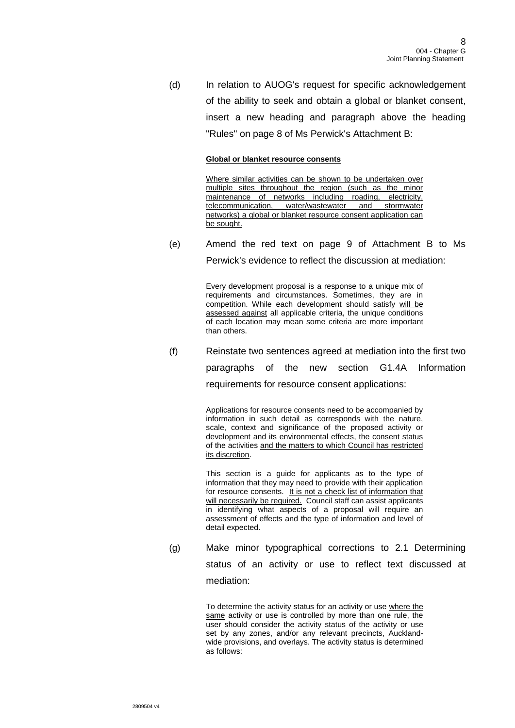(d) In relation to AUOG's request for specific acknowledgement of the ability to seek and obtain a global or blanket consent, insert a new heading and paragraph above the heading "Rules" on page 8 of Ms Perwick's Attachment B:

> **<u>Global or blanket resource consents</u>**
>
> <u>Where similar activities can be shown to be undertaken over multiple sites throughout the region (such as the minor maintenance of networks including roading, electricity, telecommunication, water/wastewater and stormwater networks) a global or blanket resource consent application can be sought.</u>

(e) Amend the red text on page 9 of Attachment B to Ms Perwick's evidence to reflect the discussion at mediation:

> Every development proposal is a response to a unique mix of requirements and circumstances. Sometimes, they are in competition. While each development ~~should satisfy~~ <u>will be assessed against</u> all applicable criteria, the unique conditions of each location may mean some criteria are more important than others.

(f) Reinstate two sentences agreed at mediation into the first two paragraphs of the new section G1.4A Information requirements for resource consent applications:

> Applications for resource consents need to be accompanied by information in such detail as corresponds with the nature, scale, context and significance of the proposed activity or development and its environmental effects, the consent status of the activities <u>and the matters to which Council has restricted its discretion</u>.
>
> This section is a guide for applicants as to the type of information that they may need to provide with their application for resource consents. <u>It is not a check list of information that will necessarily be required.</u> Council staff can assist applicants in identifying what aspects of a proposal will require an assessment of effects and the type of information and level of detail expected.

(g) Make minor typographical corrections to 2.1 Determining status of an activity or use to reflect text discussed at mediation:

> To determine the activity status for an activity or use <u>where the same</u> activity or use is controlled by more than one rule, the user should consider the activity status of the activity or use set by any zones, and/or any relevant precincts, Auckland-wide provisions, and overlays. The activity status is determined as follows: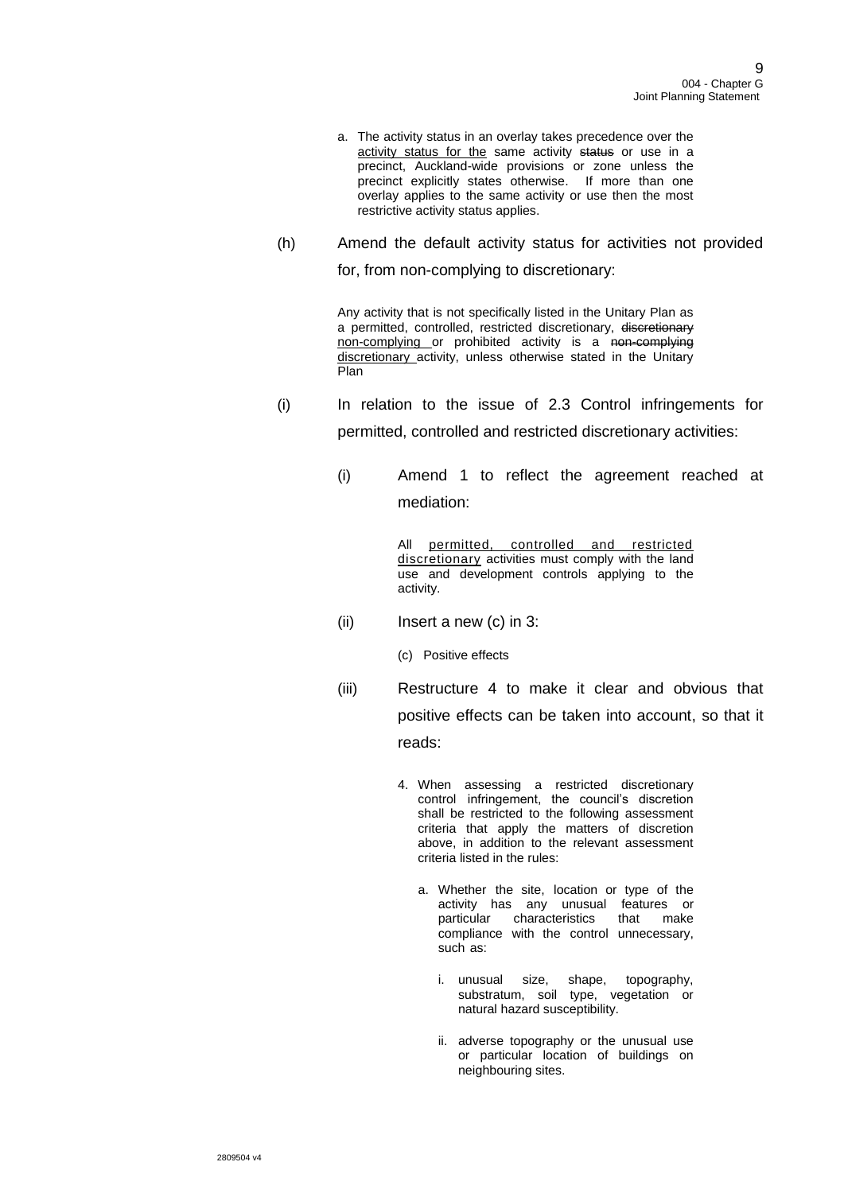a. The activity status in an overlay takes precedence over the <u>activity status for the</u> same activity ~~status~~ or use in a precinct, Auckland-wide provisions or zone unless the precinct explicitly states otherwise. If more than one overlay applies to the same activity or use then the most restrictive activity status applies.

(h) Amend the default activity status for activities not provided for, from non-complying to discretionary:

> Any activity that is not specifically listed in the Unitary Plan as a permitted, controlled, restricted discretionary, ~~discretionary~~ <u>non-complying</u> or prohibited activity is a ~~non-complying~~ <u>discretionary</u> activity, unless otherwise stated in the Unitary Plan

(i) In relation to the issue of 2.3 Control infringements for permitted, controlled and restricted discretionary activities:

(i) Amend 1 to reflect the agreement reached at mediation:

> All <u>permitted, controlled and restricted discretionary</u> activities must comply with the land use and development controls applying to the activity.

(ii) Insert a new (c) in 3:

> (c) Positive effects

(iii) Restructure 4 to make it clear and obvious that positive effects can be taken into account, so that it reads:

> 4. When assessing a restricted discretionary control infringement, the council's discretion shall be restricted to the following assessment criteria that apply the matters of discretion above, in addition to the relevant assessment criteria listed in the rules:
>
> a. Whether the site, location or type of the activity has any unusual features or particular characteristics that make compliance with the control unnecessary, such as:
>
> i. unusual size, shape, topography, substratum, soil type, vegetation or natural hazard susceptibility.
>
> ii. adverse topography or the unusual use or particular location of buildings on neighbouring sites.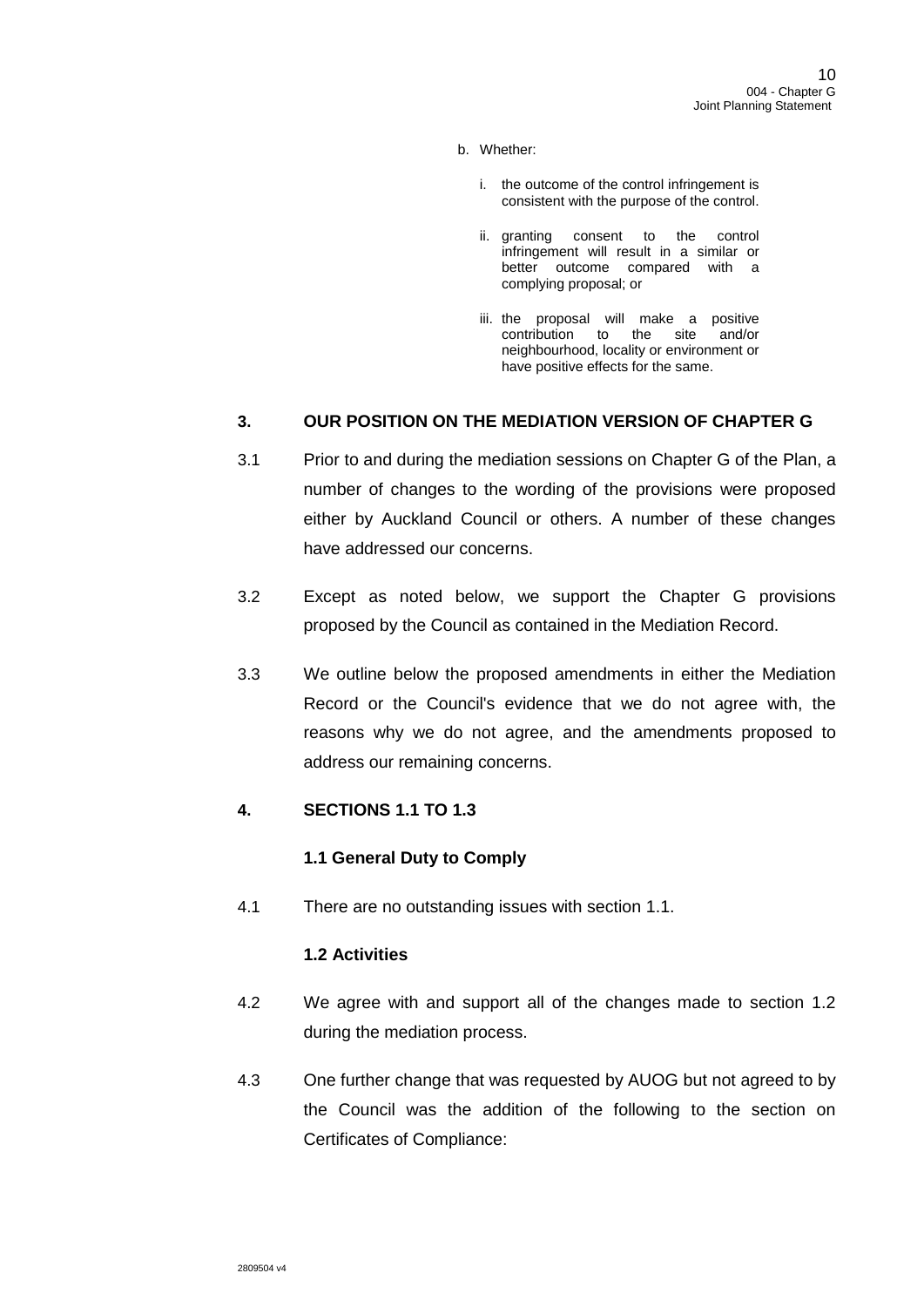b. Whether:

   i. the outcome of the control infringement is consistent with the purpose of the control.

   ii. granting consent to the control infringement will result in a similar or better outcome compared with a complying proposal; or

   iii. the proposal will make a positive contribution to the site and/or neighbourhood, locality or environment or have positive effects for the same.

## 3. OUR POSITION ON THE MEDIATION VERSION OF CHAPTER G

3.1 Prior to and during the mediation sessions on Chapter G of the Plan, a number of changes to the wording of the provisions were proposed either by Auckland Council or others. A number of these changes have addressed our concerns.

3.2 Except as noted below, we support the Chapter G provisions proposed by the Council as contained in the Mediation Record.

3.3 We outline below the proposed amendments in either the Mediation Record or the Council's evidence that we do not agree with, the reasons why we do not agree, and the amendments proposed to address our remaining concerns.

## 4. SECTIONS 1.1 TO 1.3

### 1.1 General Duty to Comply

4.1 There are no outstanding issues with section 1.1.

### 1.2 Activities

4.2 We agree with and support all of the changes made to section 1.2 during the mediation process.

4.3 One further change that was requested by AUOG but not agreed to by the Council was the addition of the following to the section on Certificates of Compliance: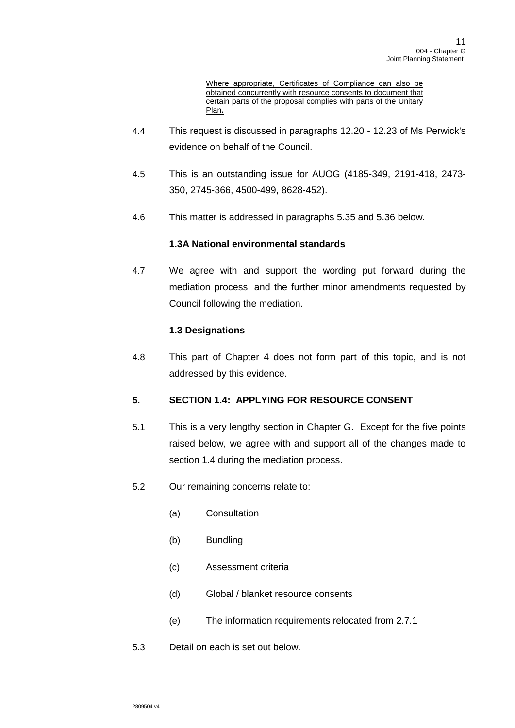Where appropriate, Certificates of Compliance can also be obtained concurrently with resource consents to document that certain parts of the proposal complies with parts of the Unitary Plan**.**

4.4 This request is discussed in paragraphs 12.20 - 12.23 of Ms Perwick's evidence on behalf of the Council.

4.5 This is an outstanding issue for AUOG (4185-349, 2191-418, 2473-350, 2745-366, 4500-499, 8628-452).

4.6 This matter is addressed in paragraphs 5.35 and 5.36 below.

**1.3A National environmental standards**

4.7 We agree with and support the wording put forward during the mediation process, and the further minor amendments requested by Council following the mediation.

**1.3 Designations**

4.8 This part of Chapter 4 does not form part of this topic, and is not addressed by this evidence.

## 5. SECTION 1.4: APPLYING FOR RESOURCE CONSENT

5.1 This is a very lengthy section in Chapter G. Except for the five points raised below, we agree with and support all of the changes made to section 1.4 during the mediation process.

5.2 Our remaining concerns relate to:

(a) Consultation

(b) Bundling

(c) Assessment criteria

(d) Global / blanket resource consents

(e) The information requirements relocated from 2.7.1

5.3 Detail on each is set out below.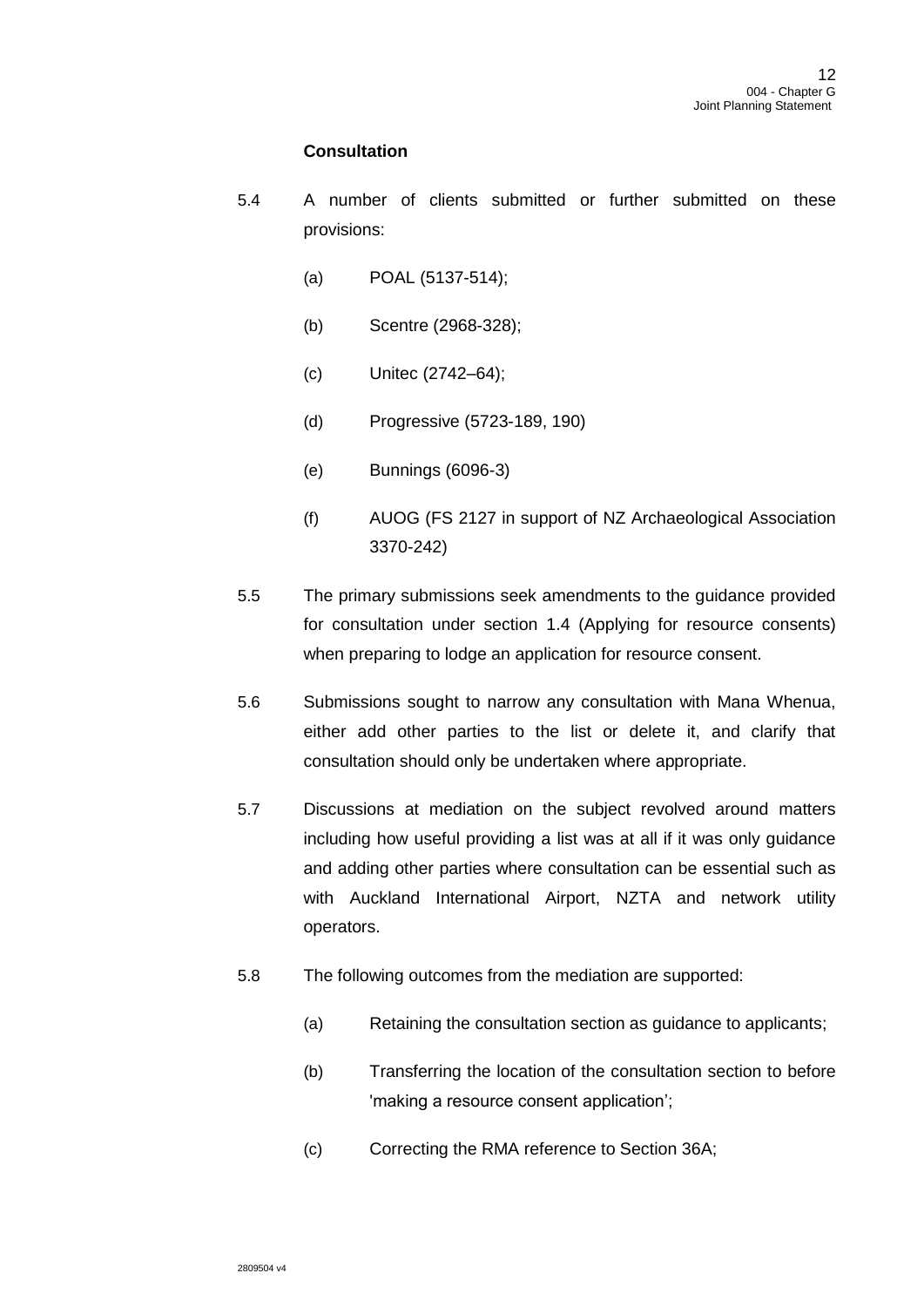**Consultation**

5.4 A number of clients submitted or further submitted on these provisions:

(a) POAL (5137-514);

(b) Scentre (2968-328);

(c) Unitec (2742–64);

(d) Progressive (5723-189, 190)

(e) Bunnings (6096-3)

(f) AUOG (FS 2127 in support of NZ Archaeological Association 3370-242)

5.5 The primary submissions seek amendments to the guidance provided for consultation under section 1.4 (Applying for resource consents) when preparing to lodge an application for resource consent.

5.6 Submissions sought to narrow any consultation with Mana Whenua, either add other parties to the list or delete it, and clarify that consultation should only be undertaken where appropriate.

5.7 Discussions at mediation on the subject revolved around matters including how useful providing a list was at all if it was only guidance and adding other parties where consultation can be essential such as with Auckland International Airport, NZTA and network utility operators.

5.8 The following outcomes from the mediation are supported:

(a) Retaining the consultation section as guidance to applicants;

(b) Transferring the location of the consultation section to before 'making a resource consent application';

(c) Correcting the RMA reference to Section 36A;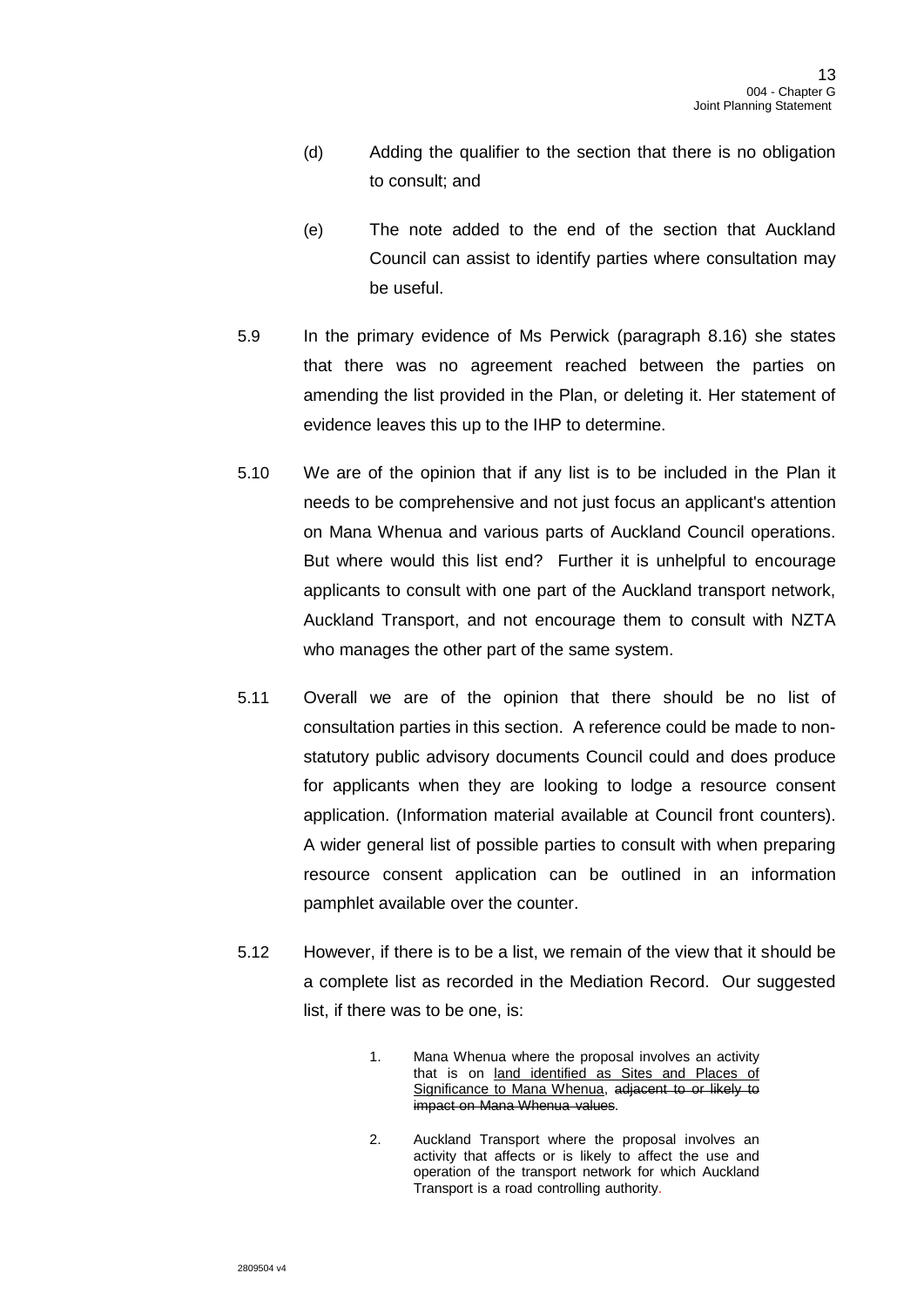(d) Adding the qualifier to the section that there is no obligation to consult; and

(e) The note added to the end of the section that Auckland Council can assist to identify parties where consultation may be useful.

5.9 In the primary evidence of Ms Perwick (paragraph 8.16) she states that there was no agreement reached between the parties on amending the list provided in the Plan, or deleting it. Her statement of evidence leaves this up to the IHP to determine.

5.10 We are of the opinion that if any list is to be included in the Plan it needs to be comprehensive and not just focus an applicant's attention on Mana Whenua and various parts of Auckland Council operations. But where would this list end? Further it is unhelpful to encourage applicants to consult with one part of the Auckland transport network, Auckland Transport, and not encourage them to consult with NZTA who manages the other part of the same system.

5.11 Overall we are of the opinion that there should be no list of consultation parties in this section. A reference could be made to non-statutory public advisory documents Council could and does produce for applicants when they are looking to lodge a resource consent application. (Information material available at Council front counters). A wider general list of possible parties to consult with when preparing resource consent application can be outlined in an information pamphlet available over the counter.

5.12 However, if there is to be a list, we remain of the view that it should be a complete list as recorded in the Mediation Record. Our suggested list, if there was to be one, is:

> 1. Mana Whenua where the proposal involves an activity that is on <u>land identified as Sites and Places of Significance to Mana Whenua</u>, ~~adjacent to or likely to impact on Mana Whenua values~~.
>
> 2. Auckland Transport where the proposal involves an activity that affects or is likely to affect the use and operation of the transport network for which Auckland Transport is a road controlling authority.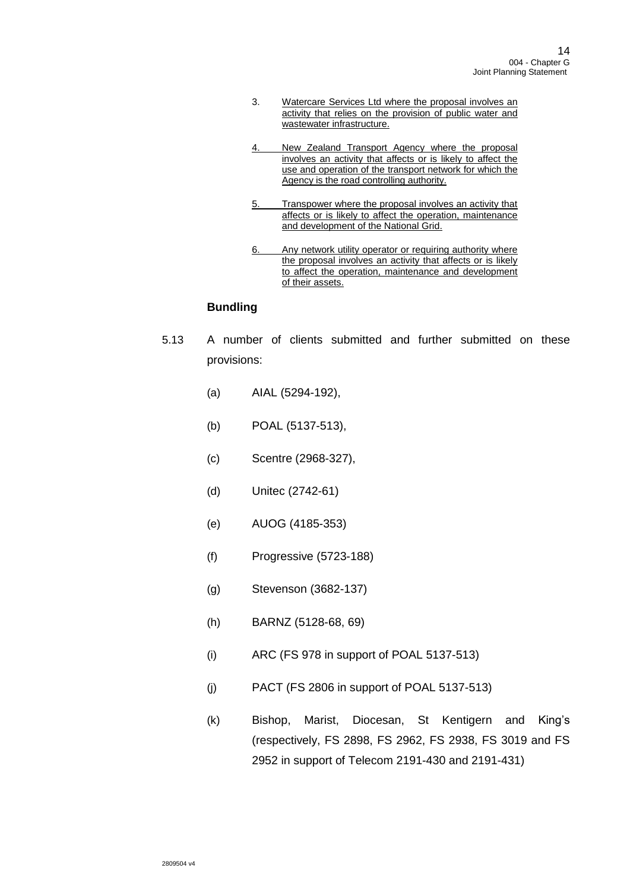3. Watercare Services Ltd where the proposal involves an activity that relies on the provision of public water and wastewater infrastructure.

4. New Zealand Transport Agency where the proposal involves an activity that affects or is likely to affect the use and operation of the transport network for which the Agency is the road controlling authority.

5. Transpower where the proposal involves an activity that affects or is likely to affect the operation, maintenance and development of the National Grid.

6. Any network utility operator or requiring authority where the proposal involves an activity that affects or is likely to affect the operation, maintenance and development of their assets.

**Bundling**

5.13 A number of clients submitted and further submitted on these provisions:

(a) AIAL (5294-192),

(b) POAL (5137-513),

(c) Scentre (2968-327),

(d) Unitec (2742-61)

(e) AUOG (4185-353)

(f) Progressive (5723-188)

(g) Stevenson (3682-137)

(h) BARNZ (5128-68, 69)

(i) ARC (FS 978 in support of POAL 5137-513)

(j) PACT (FS 2806 in support of POAL 5137-513)

(k) Bishop, Marist, Diocesan, St Kentigern and King's (respectively, FS 2898, FS 2962, FS 2938, FS 3019 and FS 2952 in support of Telecom 2191-430 and 2191-431)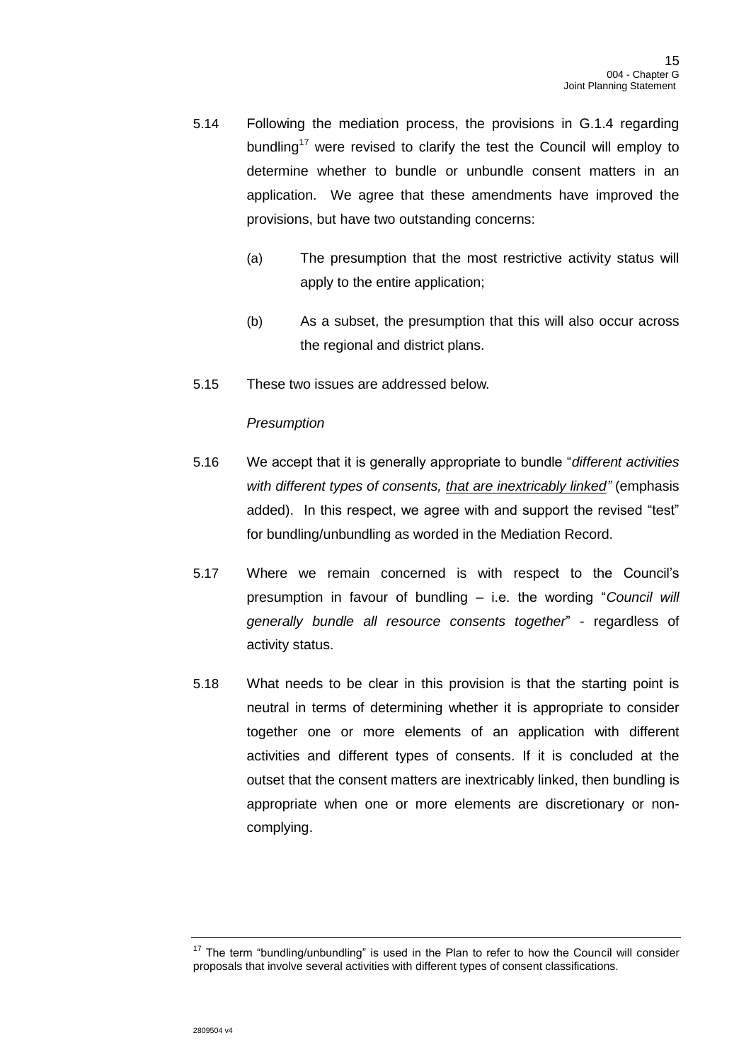5.14 Following the mediation process, the provisions in G.1.4 regarding bundling[17] were revised to clarify the test the Council will employ to determine whether to bundle or unbundle consent matters in an application. We agree that these amendments have improved the provisions, but have two outstanding concerns:

(a) The presumption that the most restrictive activity status will apply to the entire application;

(b) As a subset, the presumption that this will also occur across the regional and district plans.

5.15 These two issues are addressed below.

*Presumption*

5.16 We accept that it is generally appropriate to bundle "*different activities with different types of consents, <u>that are inextricably linked</u>"* (emphasis added). In this respect, we agree with and support the revised "test" for bundling/unbundling as worded in the Mediation Record.

5.17 Where we remain concerned is with respect to the Council's presumption in favour of bundling – i.e. the wording "*Council will generally bundle all resource consents together*" - regardless of activity status.

5.18 What needs to be clear in this provision is that the starting point is neutral in terms of determining whether it is appropriate to consider together one or more elements of an application with different activities and different types of consents. If it is concluded at the outset that the consent matters are inextricably linked, then bundling is appropriate when one or more elements are discretionary or non-complying.

---

[17] The term "bundling/unbundling" is used in the Plan to refer to how the Council will consider proposals that involve several activities with different types of consent classifications.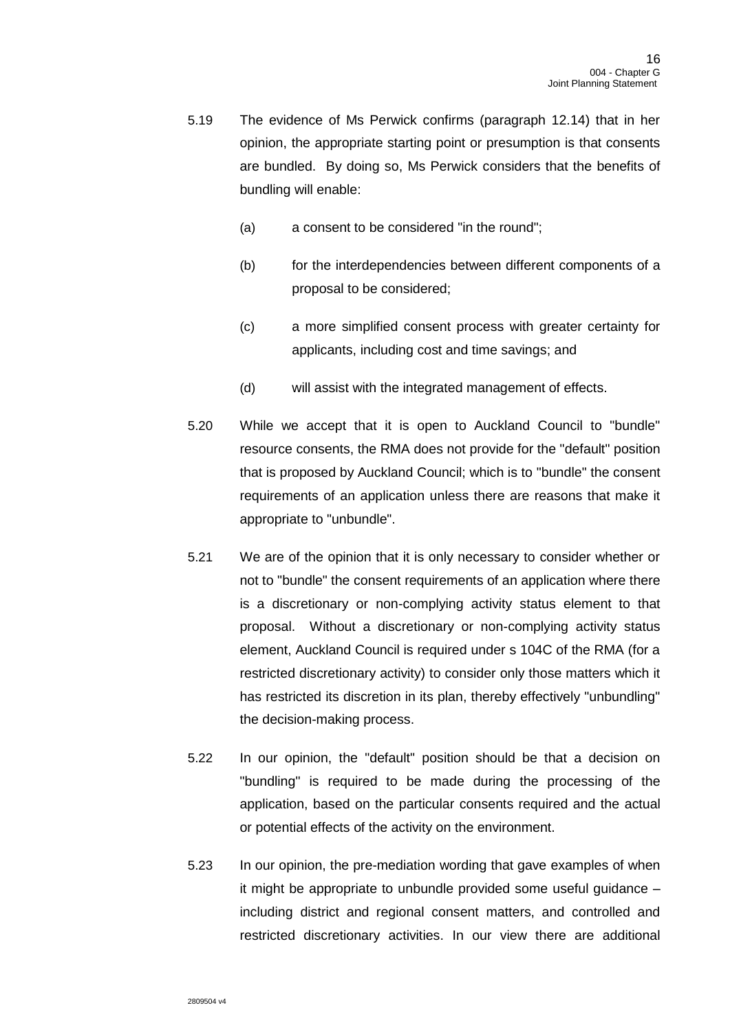5.19 The evidence of Ms Perwick confirms (paragraph 12.14) that in her opinion, the appropriate starting point or presumption is that consents are bundled. By doing so, Ms Perwick considers that the benefits of bundling will enable:

(a) a consent to be considered "in the round";

(b) for the interdependencies between different components of a proposal to be considered;

(c) a more simplified consent process with greater certainty for applicants, including cost and time savings; and

(d) will assist with the integrated management of effects.

5.20 While we accept that it is open to Auckland Council to "bundle" resource consents, the RMA does not provide for the "default" position that is proposed by Auckland Council; which is to "bundle" the consent requirements of an application unless there are reasons that make it appropriate to "unbundle".

5.21 We are of the opinion that it is only necessary to consider whether or not to "bundle" the consent requirements of an application where there is a discretionary or non-complying activity status element to that proposal. Without a discretionary or non-complying activity status element, Auckland Council is required under s 104C of the RMA (for a restricted discretionary activity) to consider only those matters which it has restricted its discretion in its plan, thereby effectively "unbundling" the decision-making process.

5.22 In our opinion, the "default" position should be that a decision on "bundling" is required to be made during the processing of the application, based on the particular consents required and the actual or potential effects of the activity on the environment.

5.23 In our opinion, the pre-mediation wording that gave examples of when it might be appropriate to unbundle provided some useful guidance – including district and regional consent matters, and controlled and restricted discretionary activities. In our view there are additional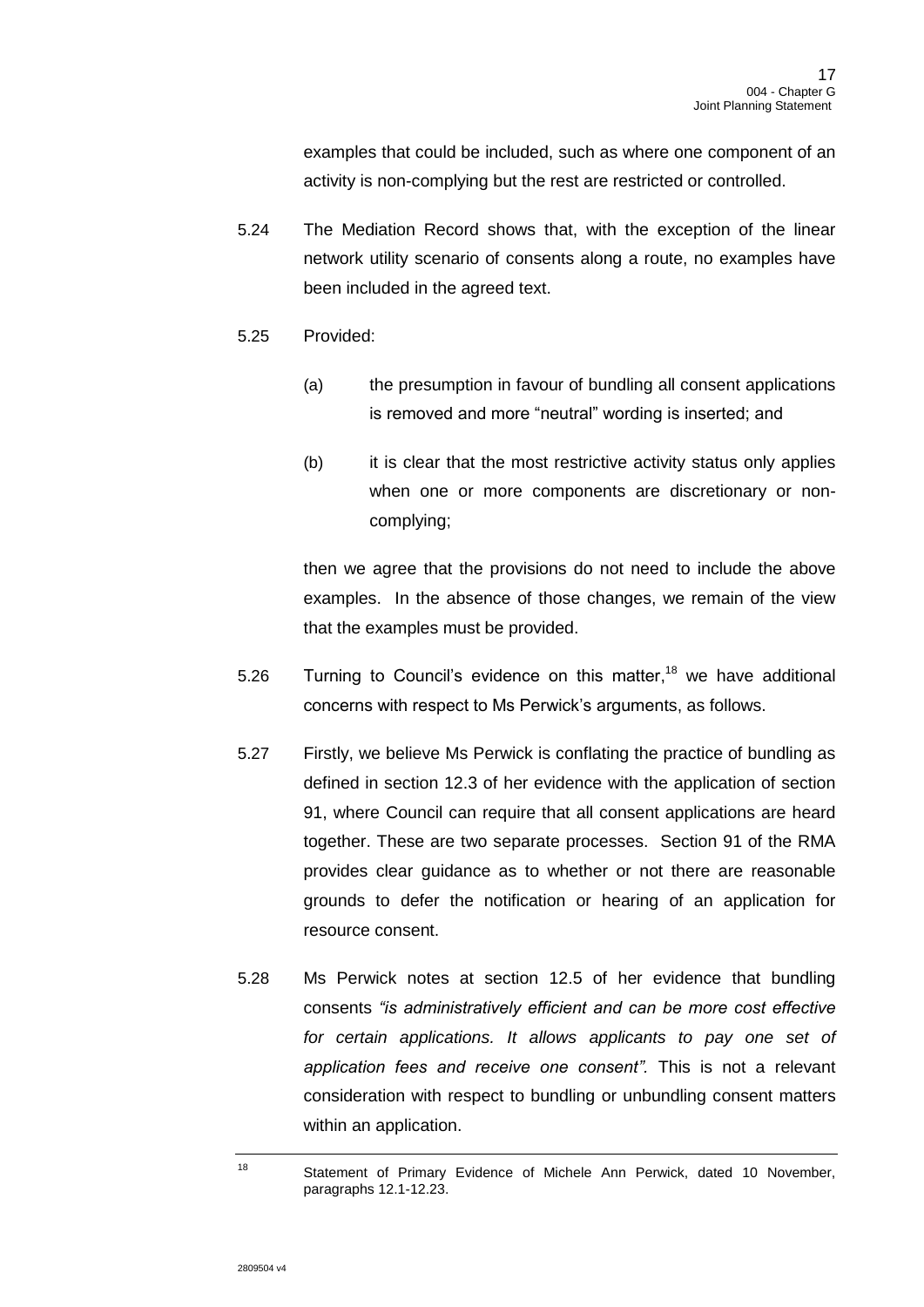examples that could be included, such as where one component of an activity is non-complying but the rest are restricted or controlled.

5.24 The Mediation Record shows that, with the exception of the linear network utility scenario of consents along a route, no examples have been included in the agreed text.

5.25 Provided:

(a) the presumption in favour of bundling all consent applications is removed and more "neutral" wording is inserted; and

(b) it is clear that the most restrictive activity status only applies when one or more components are discretionary or non-complying;

then we agree that the provisions do not need to include the above examples. In the absence of those changes, we remain of the view that the examples must be provided.

5.26 Turning to Council's evidence on this matter,[18] we have additional concerns with respect to Ms Perwick's arguments, as follows.

5.27 Firstly, we believe Ms Perwick is conflating the practice of bundling as defined in section 12.3 of her evidence with the application of section 91, where Council can require that all consent applications are heard together. These are two separate processes. Section 91 of the RMA provides clear guidance as to whether or not there are reasonable grounds to defer the notification or hearing of an application for resource consent.

5.28 Ms Perwick notes at section 12.5 of her evidence that bundling consents *"is administratively efficient and can be more cost effective for certain applications. It allows applicants to pay one set of application fees and receive one consent".* This is not a relevant consideration with respect to bundling or unbundling consent matters within an application.

---

[18] Statement of Primary Evidence of Michele Ann Perwick, dated 10 November, paragraphs 12.1-12.23.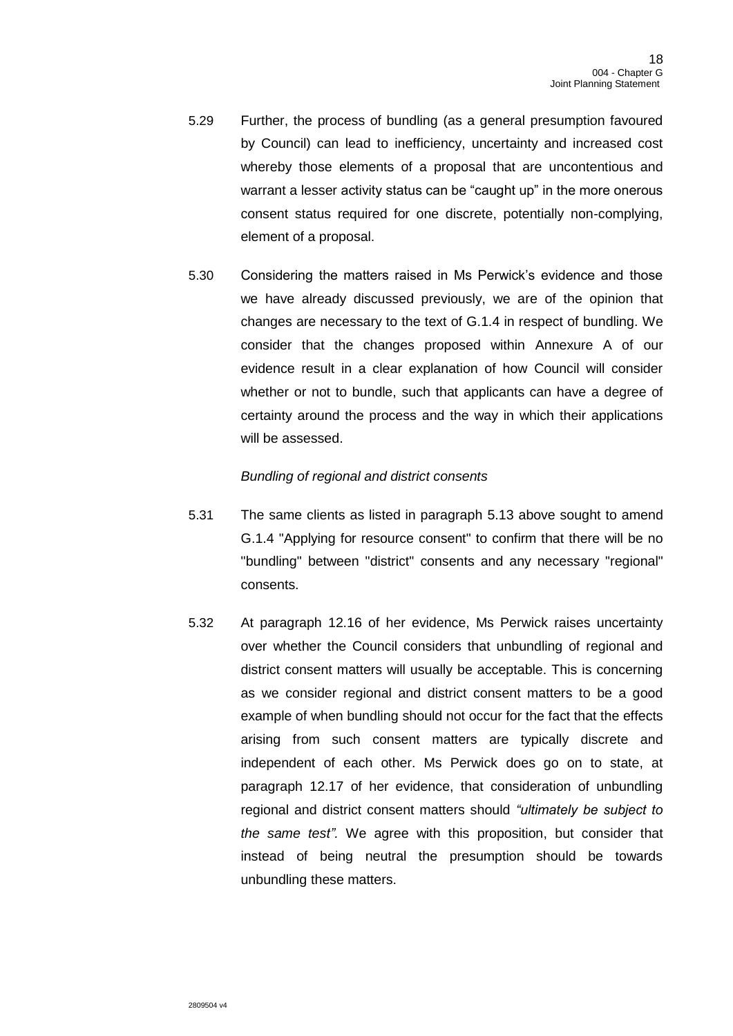5.29 Further, the process of bundling (as a general presumption favoured by Council) can lead to inefficiency, uncertainty and increased cost whereby those elements of a proposal that are uncontentious and warrant a lesser activity status can be "caught up" in the more onerous consent status required for one discrete, potentially non-complying, element of a proposal.

5.30 Considering the matters raised in Ms Perwick's evidence and those we have already discussed previously, we are of the opinion that changes are necessary to the text of G.1.4 in respect of bundling. We consider that the changes proposed within Annexure A of our evidence result in a clear explanation of how Council will consider whether or not to bundle, such that applicants can have a degree of certainty around the process and the way in which their applications will be assessed.

*Bundling of regional and district consents*

5.31 The same clients as listed in paragraph 5.13 above sought to amend G.1.4 "Applying for resource consent" to confirm that there will be no "bundling" between "district" consents and any necessary "regional" consents.

5.32 At paragraph 12.16 of her evidence, Ms Perwick raises uncertainty over whether the Council considers that unbundling of regional and district consent matters will usually be acceptable. This is concerning as we consider regional and district consent matters to be a good example of when bundling should not occur for the fact that the effects arising from such consent matters are typically discrete and independent of each other. Ms Perwick does go on to state, at paragraph 12.17 of her evidence, that consideration of unbundling regional and district consent matters should *"ultimately be subject to the same test".* We agree with this proposition, but consider that instead of being neutral the presumption should be towards unbundling these matters.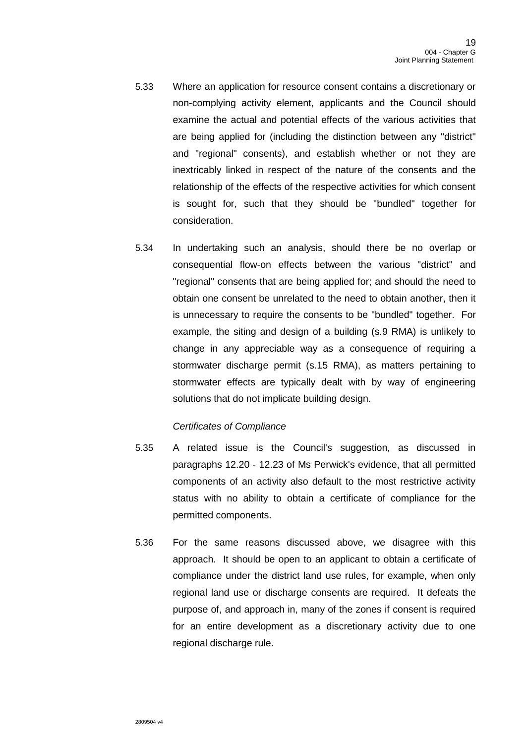5.33 Where an application for resource consent contains a discretionary or non-complying activity element, applicants and the Council should examine the actual and potential effects of the various activities that are being applied for (including the distinction between any "district" and "regional" consents), and establish whether or not they are inextricably linked in respect of the nature of the consents and the relationship of the effects of the respective activities for which consent is sought for, such that they should be "bundled" together for consideration.

5.34 In undertaking such an analysis, should there be no overlap or consequential flow-on effects between the various "district" and "regional" consents that are being applied for; and should the need to obtain one consent be unrelated to the need to obtain another, then it is unnecessary to require the consents to be "bundled" together. For example, the siting and design of a building (s.9 RMA) is unlikely to change in any appreciable way as a consequence of requiring a stormwater discharge permit (s.15 RMA), as matters pertaining to stormwater effects are typically dealt with by way of engineering solutions that do not implicate building design.

*Certificates of Compliance*

5.35 A related issue is the Council's suggestion, as discussed in paragraphs 12.20 - 12.23 of Ms Perwick's evidence, that all permitted components of an activity also default to the most restrictive activity status with no ability to obtain a certificate of compliance for the permitted components.

5.36 For the same reasons discussed above, we disagree with this approach. It should be open to an applicant to obtain a certificate of compliance under the district land use rules, for example, when only regional land use or discharge consents are required. It defeats the purpose of, and approach in, many of the zones if consent is required for an entire development as a discretionary activity due to one regional discharge rule.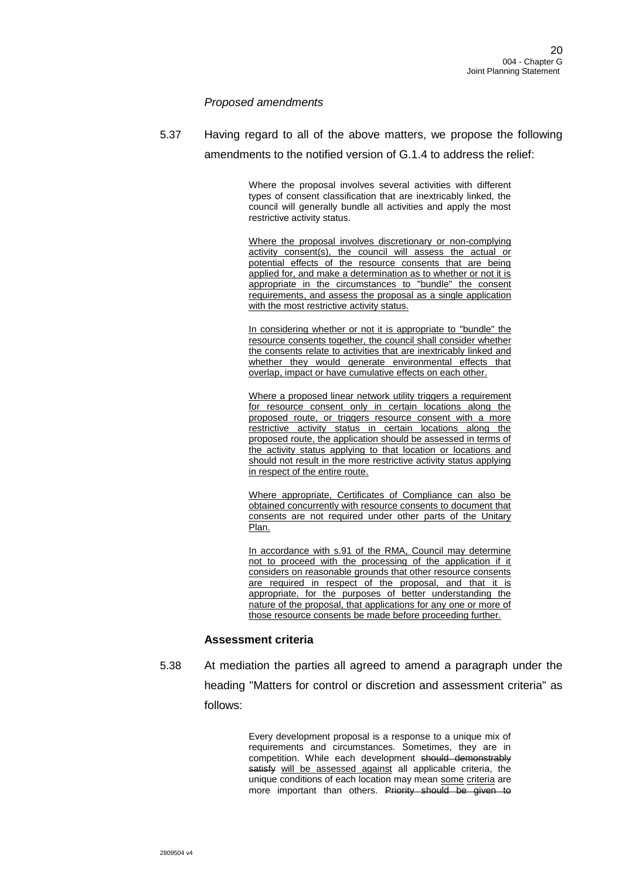*Proposed amendments*

5.37 Having regard to all of the above matters, we propose the following amendments to the notified version of G.1.4 to address the relief:

> Where the proposal involves several activities with different types of consent classification that are inextricably linked, the council will generally bundle all activities and apply the most restrictive activity status.
>
> <u>Where the proposal involves discretionary or non-complying activity consent(s), the council will assess the actual or potential effects of the resource consents that are being applied for, and make a determination as to whether or not it is appropriate in the circumstances to "bundle" the consent requirements, and assess the proposal as a single application with the most restrictive activity status.</u>
>
> <u>In considering whether or not it is appropriate to "bundle" the resource consents together, the council shall consider whether the consents relate to activities that are inextricably linked and whether they would generate environmental effects that overlap, impact or have cumulative effects on each other.</u>
>
> <u>Where a proposed linear network utility triggers a requirement for resource consent only in certain locations along the proposed route, or triggers resource consent with a more restrictive activity status in certain locations along the proposed route, the application should be assessed in terms of the activity status applying to that location or locations and should not result in the more restrictive activity status applying in respect of the entire route.</u>
>
> <u>Where appropriate, Certificates of Compliance can also be obtained concurrently with resource consents to document that consents are not required under other parts of the Unitary Plan.</u>
>
> <u>In accordance with s.91 of the RMA, Council may determine not to proceed with the processing of the application if it considers on reasonable grounds that other resource consents are required in respect of the proposal, and that it is appropriate, for the purposes of better understanding the nature of the proposal, that applications for any one or more of those resource consents be made before proceeding further.</u>

**Assessment criteria**

5.38 At mediation the parties all agreed to amend a paragraph under the heading "Matters for control or discretion and assessment criteria" as follows:

> Every development proposal is a response to a unique mix of requirements and circumstances. Sometimes, they are in competition. While each development ~~should demonstrably satisfy~~ <u>will be assessed against</u> all applicable criteria, the unique conditions of each location may mean <u>some</u> criteria are more important than others. ~~Priority should be given to~~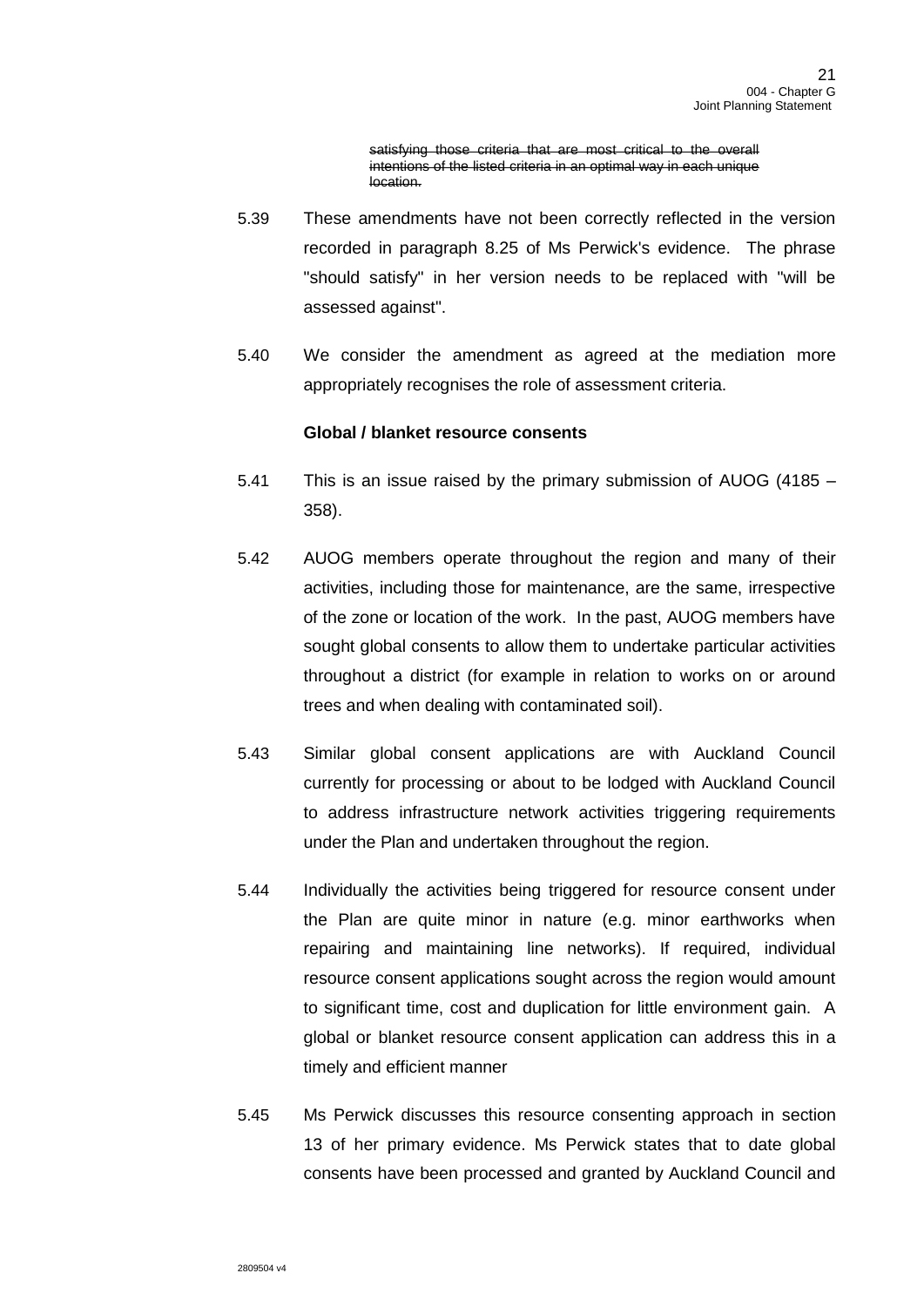~~satisfying those criteria that are most critical to the overall intentions of the listed criteria in an optimal way in each unique location.~~

5.39 These amendments have not been correctly reflected in the version recorded in paragraph 8.25 of Ms Perwick's evidence. The phrase "should satisfy" in her version needs to be replaced with "will be assessed against".

5.40 We consider the amendment as agreed at the mediation more appropriately recognises the role of assessment criteria.

**Global / blanket resource consents**

5.41 This is an issue raised by the primary submission of AUOG (4185 – 358).

5.42 AUOG members operate throughout the region and many of their activities, including those for maintenance, are the same, irrespective of the zone or location of the work. In the past, AUOG members have sought global consents to allow them to undertake particular activities throughout a district (for example in relation to works on or around trees and when dealing with contaminated soil).

5.43 Similar global consent applications are with Auckland Council currently for processing or about to be lodged with Auckland Council to address infrastructure network activities triggering requirements under the Plan and undertaken throughout the region.

5.44 Individually the activities being triggered for resource consent under the Plan are quite minor in nature (e.g. minor earthworks when repairing and maintaining line networks). If required, individual resource consent applications sought across the region would amount to significant time, cost and duplication for little environment gain. A global or blanket resource consent application can address this in a timely and efficient manner

5.45 Ms Perwick discusses this resource consenting approach in section 13 of her primary evidence. Ms Perwick states that to date global consents have been processed and granted by Auckland Council and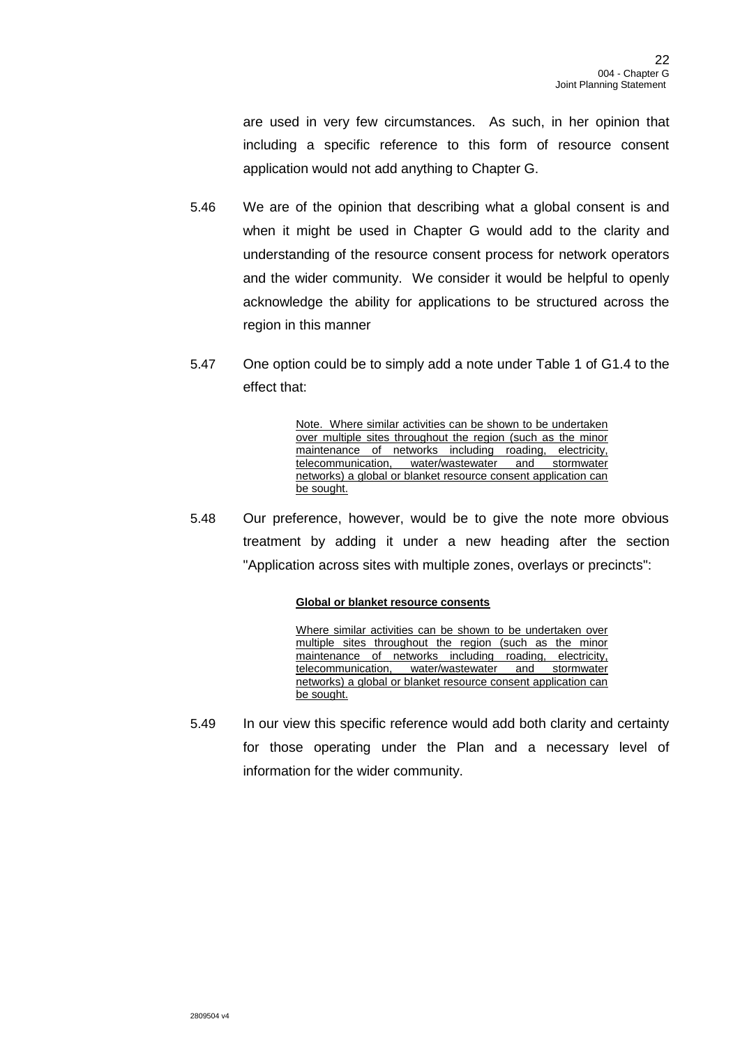are used in very few circumstances. As such, in her opinion that including a specific reference to this form of resource consent application would not add anything to Chapter G.

5.46 We are of the opinion that describing what a global consent is and when it might be used in Chapter G would add to the clarity and understanding of the resource consent process for network operators and the wider community. We consider it would be helpful to openly acknowledge the ability for applications to be structured across the region in this manner

5.47 One option could be to simply add a note under Table 1 of G1.4 to the effect that:

> <u>Note. Where similar activities can be shown to be undertaken over multiple sites throughout the region (such as the minor maintenance of networks including roading, electricity, telecommunication, water/wastewater and stormwater networks) a global or blanket resource consent application can be sought.</u>

5.48 Our preference, however, would be to give the note more obvious treatment by adding it under a new heading after the section "Application across sites with multiple zones, overlays or precincts":

> <u>**Global or blanket resource consents**</u>
>
> <u>Where similar activities can be shown to be undertaken over multiple sites throughout the region (such as the minor maintenance of networks including roading, electricity, telecommunication, water/wastewater and stormwater networks) a global or blanket resource consent application can be sought.</u>

5.49 In our view this specific reference would add both clarity and certainty for those operating under the Plan and a necessary level of information for the wider community.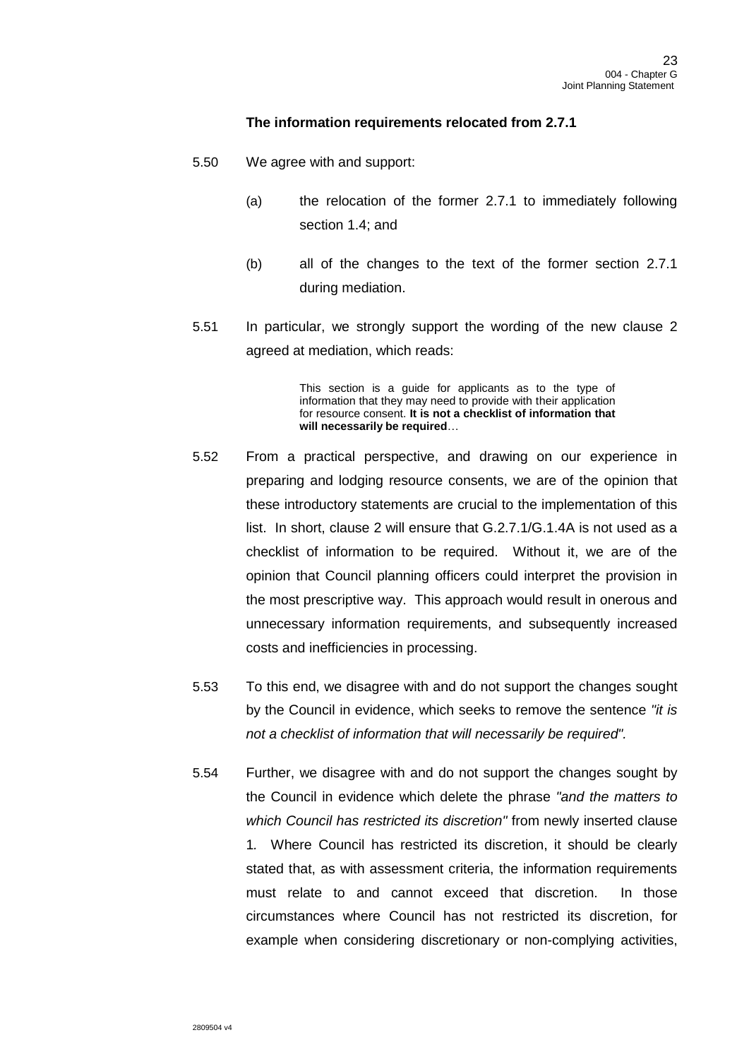**The information requirements relocated from 2.7.1**

5.50 We agree with and support:

(a) the relocation of the former 2.7.1 to immediately following section 1.4; and

(b) all of the changes to the text of the former section 2.7.1 during mediation.

5.51 In particular, we strongly support the wording of the new clause 2 agreed at mediation, which reads:

> This section is a guide for applicants as to the type of information that they may need to provide with their application for resource consent. **It is not a checklist of information that will necessarily be required**…

5.52 From a practical perspective, and drawing on our experience in preparing and lodging resource consents, we are of the opinion that these introductory statements are crucial to the implementation of this list. In short, clause 2 will ensure that G.2.7.1/G.1.4A is not used as a checklist of information to be required. Without it, we are of the opinion that Council planning officers could interpret the provision in the most prescriptive way. This approach would result in onerous and unnecessary information requirements, and subsequently increased costs and inefficiencies in processing.

5.53 To this end, we disagree with and do not support the changes sought by the Council in evidence, which seeks to remove the sentence *"it is not a checklist of information that will necessarily be required".*

5.54 Further, we disagree with and do not support the changes sought by the Council in evidence which delete the phrase *"and the matters to which Council has restricted its discretion"* from newly inserted clause 1. Where Council has restricted its discretion, it should be clearly stated that, as with assessment criteria, the information requirements must relate to and cannot exceed that discretion. In those circumstances where Council has not restricted its discretion, for example when considering discretionary or non-complying activities,

2809504 v4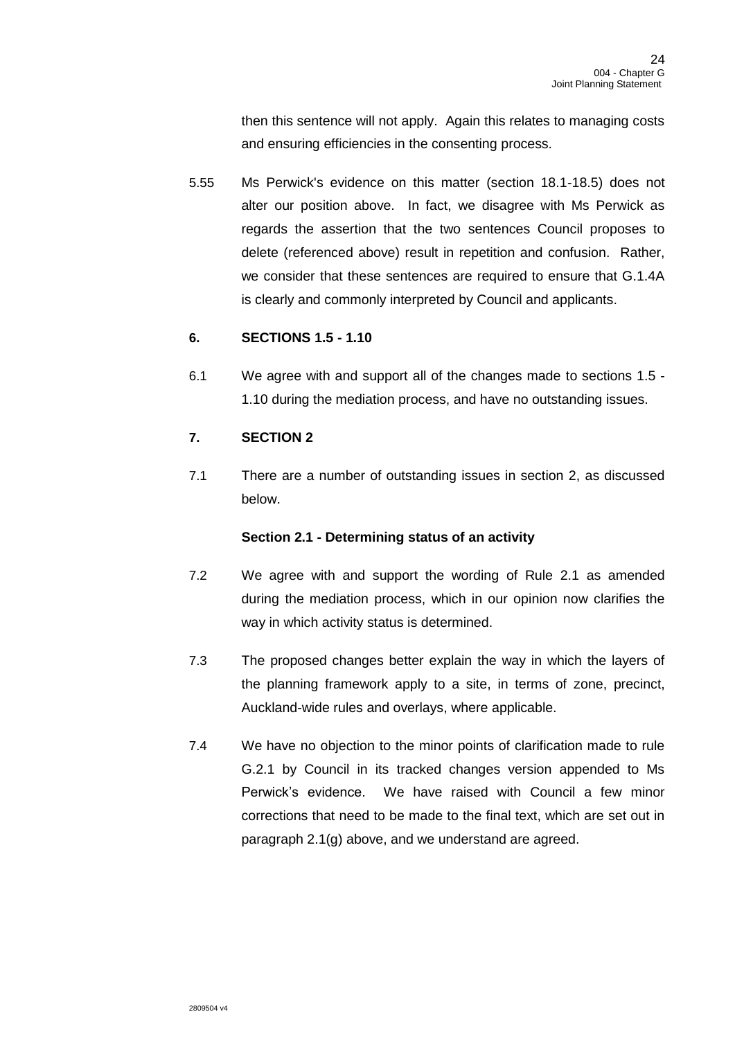then this sentence will not apply. Again this relates to managing costs and ensuring efficiencies in the consenting process.

5.55 Ms Perwick's evidence on this matter (section 18.1-18.5) does not alter our position above. In fact, we disagree with Ms Perwick as regards the assertion that the two sentences Council proposes to delete (referenced above) result in repetition and confusion. Rather, we consider that these sentences are required to ensure that G.1.4A is clearly and commonly interpreted by Council and applicants.

## 6. SECTIONS 1.5 - 1.10

6.1 We agree with and support all of the changes made to sections 1.5 - 1.10 during the mediation process, and have no outstanding issues.

## 7. SECTION 2

7.1 There are a number of outstanding issues in section 2, as discussed below.

### Section 2.1 - Determining status of an activity

7.2 We agree with and support the wording of Rule 2.1 as amended during the mediation process, which in our opinion now clarifies the way in which activity status is determined.

7.3 The proposed changes better explain the way in which the layers of the planning framework apply to a site, in terms of zone, precinct, Auckland-wide rules and overlays, where applicable.

7.4 We have no objection to the minor points of clarification made to rule G.2.1 by Council in its tracked changes version appended to Ms Perwick's evidence. We have raised with Council a few minor corrections that need to be made to the final text, which are set out in paragraph 2.1(g) above, and we understand are agreed.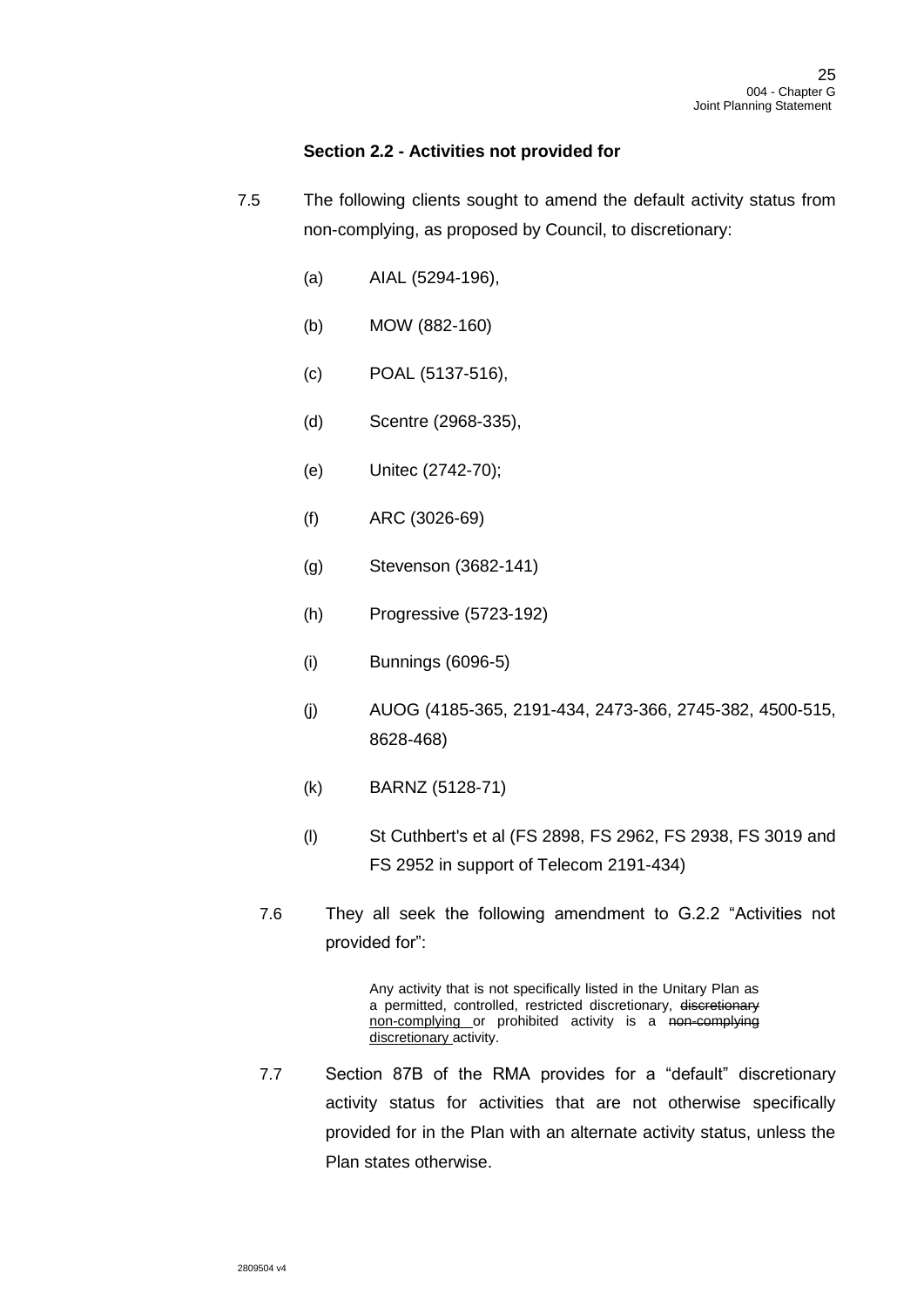**Section 2.2 - Activities not provided for**

7.5 The following clients sought to amend the default activity status from non-complying, as proposed by Council, to discretionary:

(a) AIAL (5294-196),

(b) MOW (882-160)

(c) POAL (5137-516),

(d) Scentre (2968-335),

(e) Unitec (2742-70);

(f) ARC (3026-69)

(g) Stevenson (3682-141)

(h) Progressive (5723-192)

(i) Bunnings (6096-5)

(j) AUOG (4185-365, 2191-434, 2473-366, 2745-382, 4500-515, 8628-468)

(k) BARNZ (5128-71)

(l) St Cuthbert's et al (FS 2898, FS 2962, FS 2938, FS 3019 and FS 2952 in support of Telecom 2191-434)

7.6 They all seek the following amendment to G.2.2 "Activities not provided for":

> Any activity that is not specifically listed in the Unitary Plan as a permitted, controlled, restricted discretionary, ~~discretionary~~ <u>non-complying</u> or prohibited activity is a ~~non-complying~~ <u>discretionary</u> activity.

7.7 Section 87B of the RMA provides for a "default" discretionary activity status for activities that are not otherwise specifically provided for in the Plan with an alternate activity status, unless the Plan states otherwise.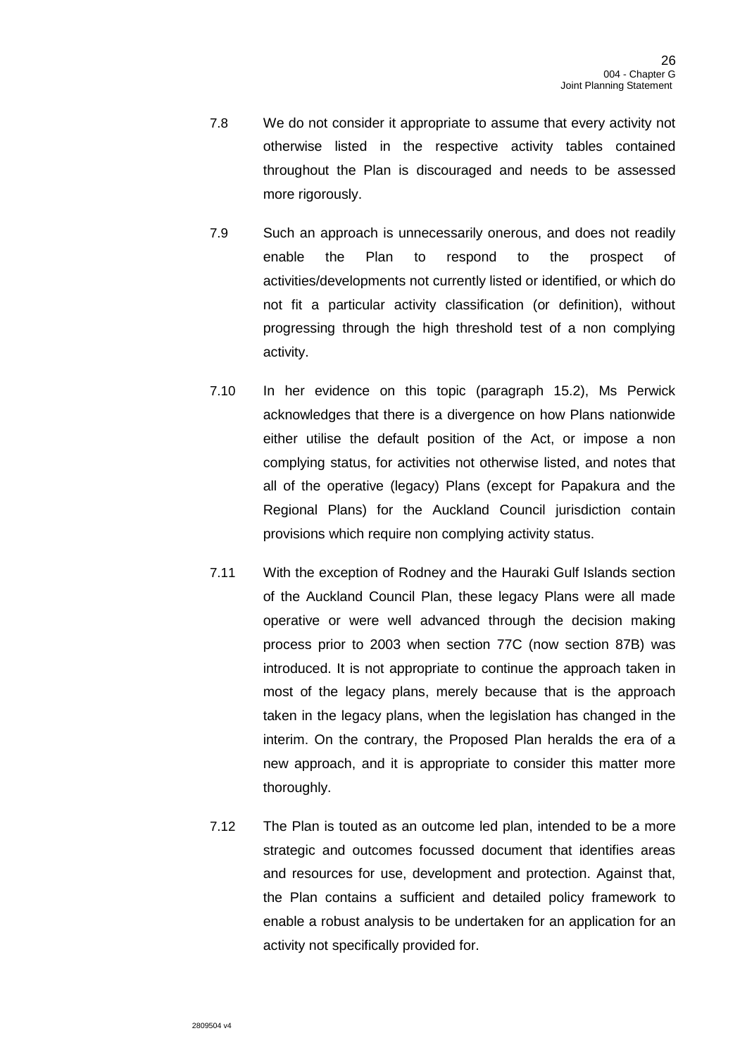7.8 We do not consider it appropriate to assume that every activity not otherwise listed in the respective activity tables contained throughout the Plan is discouraged and needs to be assessed more rigorously.

7.9 Such an approach is unnecessarily onerous, and does not readily enable the Plan to respond to the prospect of activities/developments not currently listed or identified, or which do not fit a particular activity classification (or definition), without progressing through the high threshold test of a non complying activity.

7.10 In her evidence on this topic (paragraph 15.2), Ms Perwick acknowledges that there is a divergence on how Plans nationwide either utilise the default position of the Act, or impose a non complying status, for activities not otherwise listed, and notes that all of the operative (legacy) Plans (except for Papakura and the Regional Plans) for the Auckland Council jurisdiction contain provisions which require non complying activity status.

7.11 With the exception of Rodney and the Hauraki Gulf Islands section of the Auckland Council Plan, these legacy Plans were all made operative or were well advanced through the decision making process prior to 2003 when section 77C (now section 87B) was introduced. It is not appropriate to continue the approach taken in most of the legacy plans, merely because that is the approach taken in the legacy plans, when the legislation has changed in the interim. On the contrary, the Proposed Plan heralds the era of a new approach, and it is appropriate to consider this matter more thoroughly.

7.12 The Plan is touted as an outcome led plan, intended to be a more strategic and outcomes focussed document that identifies areas and resources for use, development and protection. Against that, the Plan contains a sufficient and detailed policy framework to enable a robust analysis to be undertaken for an application for an activity not specifically provided for.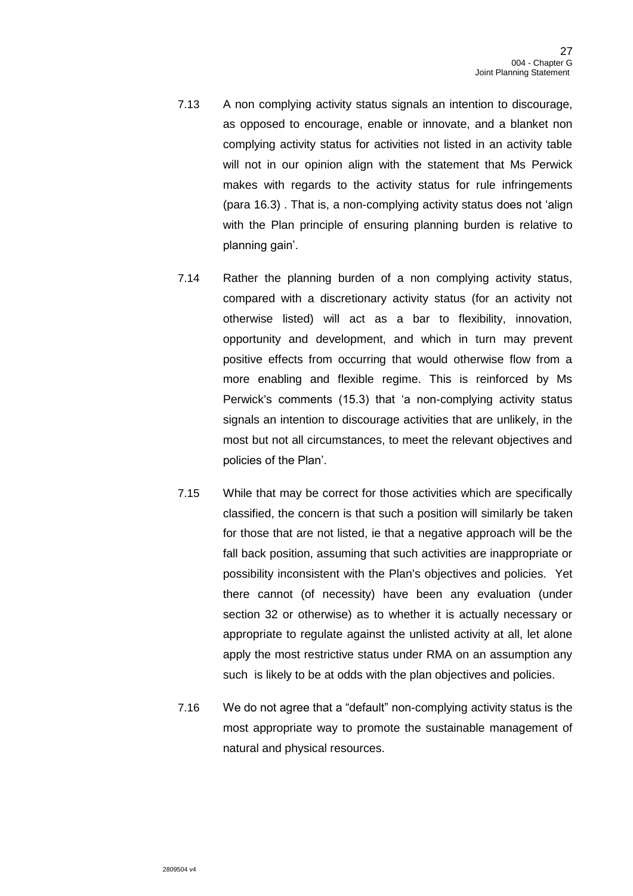7.13 A non complying activity status signals an intention to discourage, as opposed to encourage, enable or innovate, and a blanket non complying activity status for activities not listed in an activity table will not in our opinion align with the statement that Ms Perwick makes with regards to the activity status for rule infringements (para 16.3) . That is, a non-complying activity status does not 'align with the Plan principle of ensuring planning burden is relative to planning gain'.

7.14 Rather the planning burden of a non complying activity status, compared with a discretionary activity status (for an activity not otherwise listed) will act as a bar to flexibility, innovation, opportunity and development, and which in turn may prevent positive effects from occurring that would otherwise flow from a more enabling and flexible regime. This is reinforced by Ms Perwick's comments (15.3) that 'a non-complying activity status signals an intention to discourage activities that are unlikely, in the most but not all circumstances, to meet the relevant objectives and policies of the Plan'.

7.15 While that may be correct for those activities which are specifically classified, the concern is that such a position will similarly be taken for those that are not listed, ie that a negative approach will be the fall back position, assuming that such activities are inappropriate or possibility inconsistent with the Plan's objectives and policies. Yet there cannot (of necessity) have been any evaluation (under section 32 or otherwise) as to whether it is actually necessary or appropriate to regulate against the unlisted activity at all, let alone apply the most restrictive status under RMA on an assumption any such is likely to be at odds with the plan objectives and policies.

7.16 We do not agree that a "default" non-complying activity status is the most appropriate way to promote the sustainable management of natural and physical resources.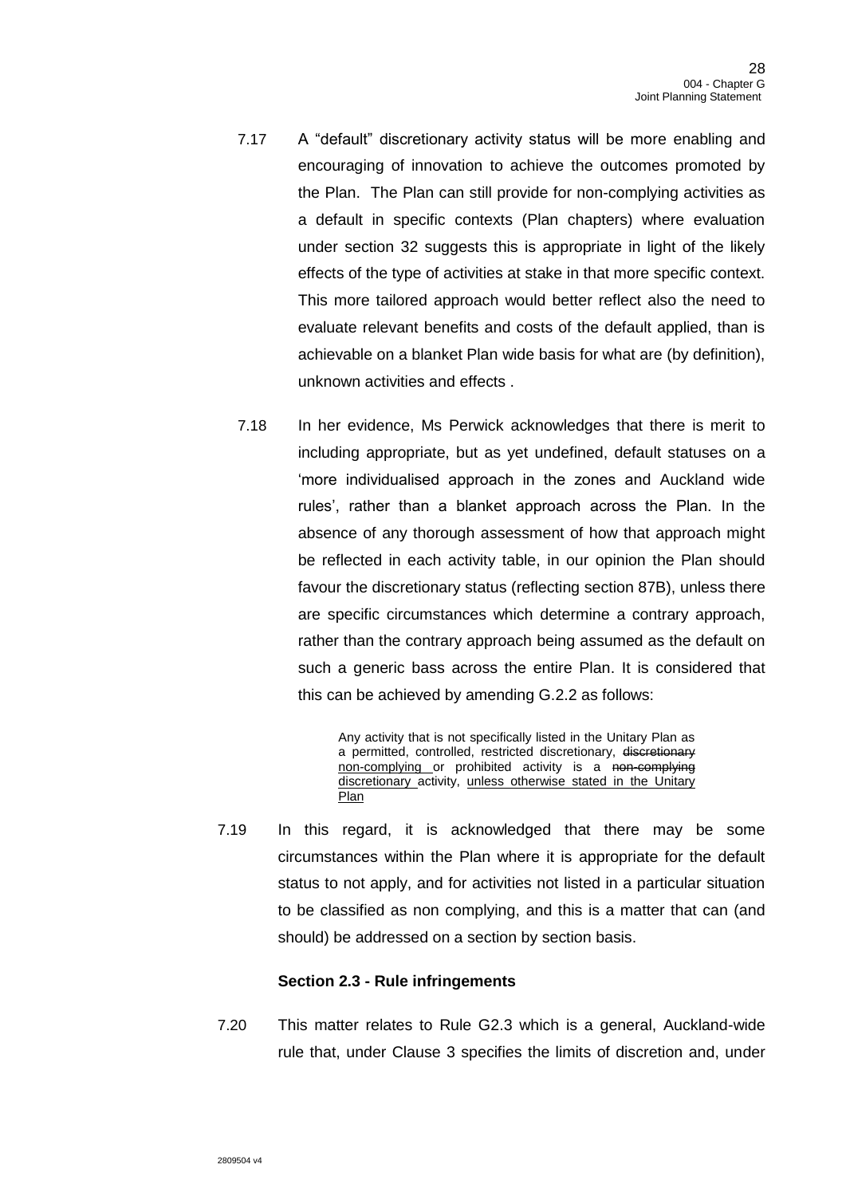7.17 A "default" discretionary activity status will be more enabling and encouraging of innovation to achieve the outcomes promoted by the Plan. The Plan can still provide for non-complying activities as a default in specific contexts (Plan chapters) where evaluation under section 32 suggests this is appropriate in light of the likely effects of the type of activities at stake in that more specific context. This more tailored approach would better reflect also the need to evaluate relevant benefits and costs of the default applied, than is achievable on a blanket Plan wide basis for what are (by definition), unknown activities and effects .

7.18 In her evidence, Ms Perwick acknowledges that there is merit to including appropriate, but as yet undefined, default statuses on a 'more individualised approach in the zones and Auckland wide rules', rather than a blanket approach across the Plan. In the absence of any thorough assessment of how that approach might be reflected in each activity table, in our opinion the Plan should favour the discretionary status (reflecting section 87B), unless there are specific circumstances which determine a contrary approach, rather than the contrary approach being assumed as the default on such a generic bass across the entire Plan. It is considered that this can be achieved by amending G.2.2 as follows:

> Any activity that is not specifically listed in the Unitary Plan as a permitted, controlled, restricted discretionary, ~~discretionary~~ <u>non-complying</u> or prohibited activity is a ~~non-complying~~ <u>discretionary</u> activity, <u>unless otherwise stated in the Unitary Plan</u>

7.19 In this regard, it is acknowledged that there may be some circumstances within the Plan where it is appropriate for the default status to not apply, and for activities not listed in a particular situation to be classified as non complying, and this is a matter that can (and should) be addressed on a section by section basis.

**Section 2.3 - Rule infringements**

7.20 This matter relates to Rule G2.3 which is a general, Auckland-wide rule that, under Clause 3 specifies the limits of discretion and, under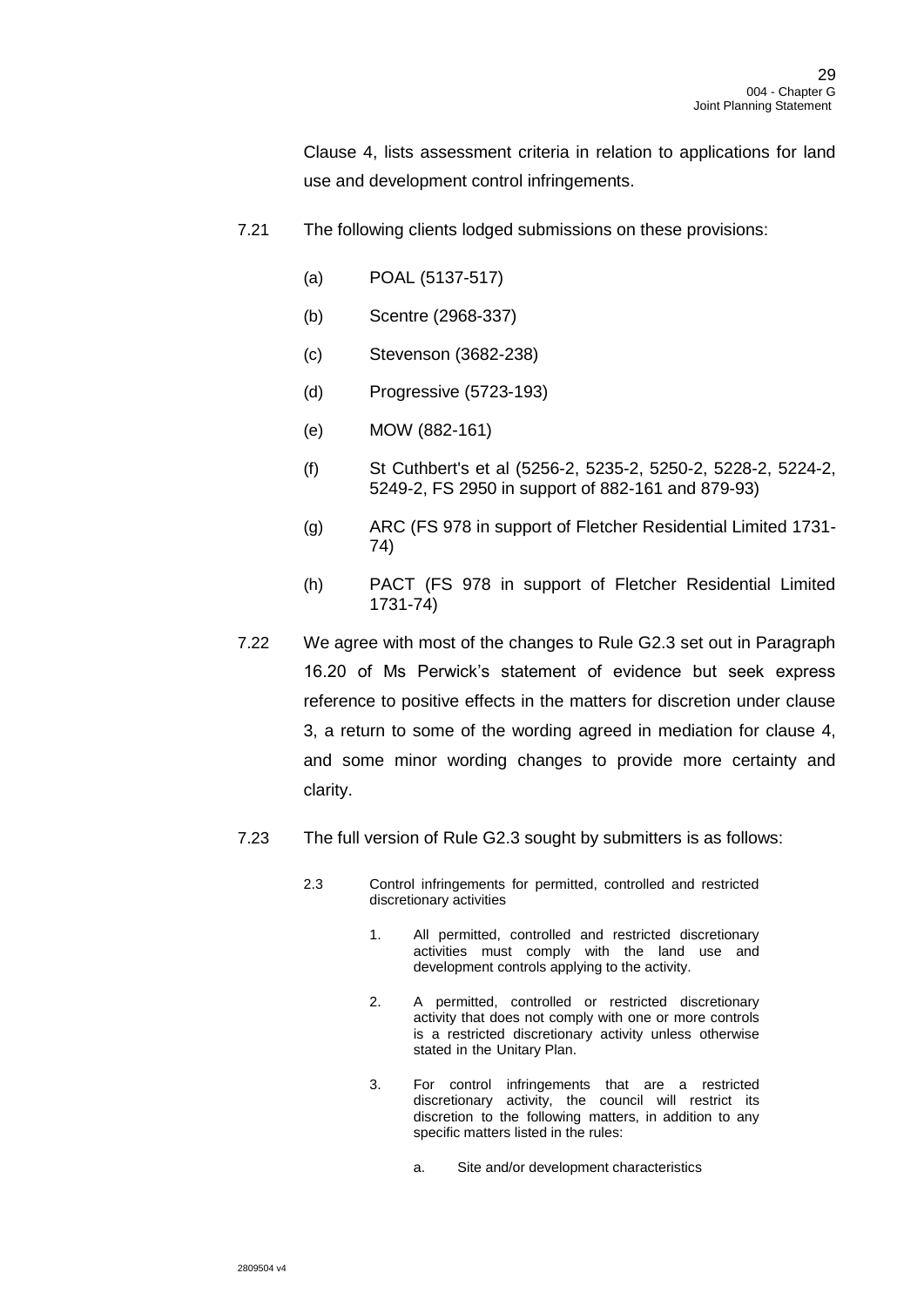Clause 4, lists assessment criteria in relation to applications for land use and development control infringements.

7.21 The following clients lodged submissions on these provisions:

(a) POAL (5137-517)

(b) Scentre (2968-337)

(c) Stevenson (3682-238)

(d) Progressive (5723-193)

(e) MOW (882-161)

(f) St Cuthbert's et al (5256-2, 5235-2, 5250-2, 5228-2, 5224-2, 5249-2, FS 2950 in support of 882-161 and 879-93)

(g) ARC (FS 978 in support of Fletcher Residential Limited 1731-74)

(h) PACT (FS 978 in support of Fletcher Residential Limited 1731-74)

7.22 We agree with most of the changes to Rule G2.3 set out in Paragraph 16.20 of Ms Perwick's statement of evidence but seek express reference to positive effects in the matters for discretion under clause 3, a return to some of the wording agreed in mediation for clause 4, and some minor wording changes to provide more certainty and clarity.

7.23 The full version of Rule G2.3 sought by submitters is as follows:

> 2.3 Control infringements for permitted, controlled and restricted discretionary activities
>
> 1. All permitted, controlled and restricted discretionary activities must comply with the land use and development controls applying to the activity.
>
> 2. A permitted, controlled or restricted discretionary activity that does not comply with one or more controls is a restricted discretionary activity unless otherwise stated in the Unitary Plan.
>
> 3. For control infringements that are a restricted discretionary activity, the council will restrict its discretion to the following matters, in addition to any specific matters listed in the rules:
>
>    a. Site and/or development characteristics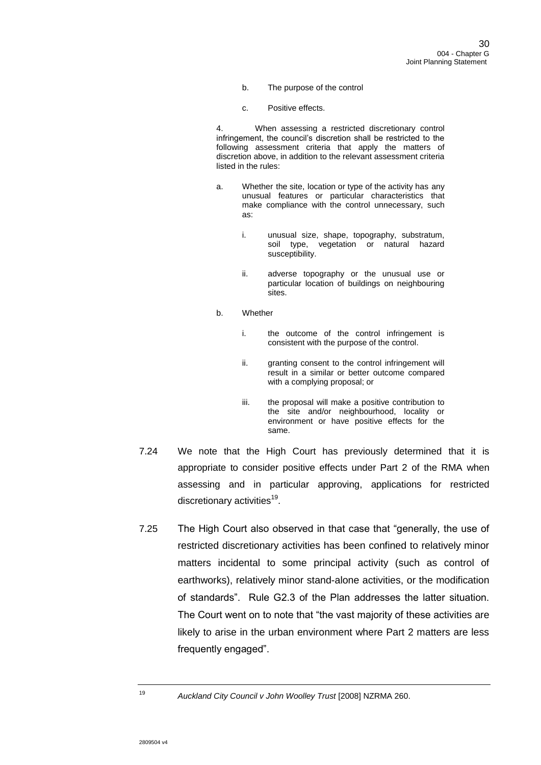b. The purpose of the control

c. Positive effects.

4. When assessing a restricted discretionary control infringement, the council's discretion shall be restricted to the following assessment criteria that apply the matters of discretion above, in addition to the relevant assessment criteria listed in the rules:

a. Whether the site, location or type of the activity has any unusual features or particular characteristics that make compliance with the control unnecessary, such as:

   i. unusual size, shape, topography, substratum, soil type, vegetation or natural hazard susceptibility.

   ii. adverse topography or the unusual use or particular location of buildings on neighbouring sites.

b. Whether

   i. the outcome of the control infringement is consistent with the purpose of the control.

   ii. granting consent to the control infringement will result in a similar or better outcome compared with a complying proposal; or

   iii. the proposal will make a positive contribution to the site and/or neighbourhood, locality or environment or have positive effects for the same.

7.24 We note that the High Court has previously determined that it is appropriate to consider positive effects under Part 2 of the RMA when assessing and in particular approving, applications for restricted discretionary activities[19].

7.25 The High Court also observed in that case that "generally, the use of restricted discretionary activities has been confined to relatively minor matters incidental to some principal activity (such as control of earthworks), relatively minor stand-alone activities, or the modification of standards". Rule G2.3 of the Plan addresses the latter situation. The Court went on to note that "the vast majority of these activities are likely to arise in the urban environment where Part 2 matters are less frequently engaged".

---

[19] *Auckland City Council v John Woolley Trust* [2008] NZRMA 260.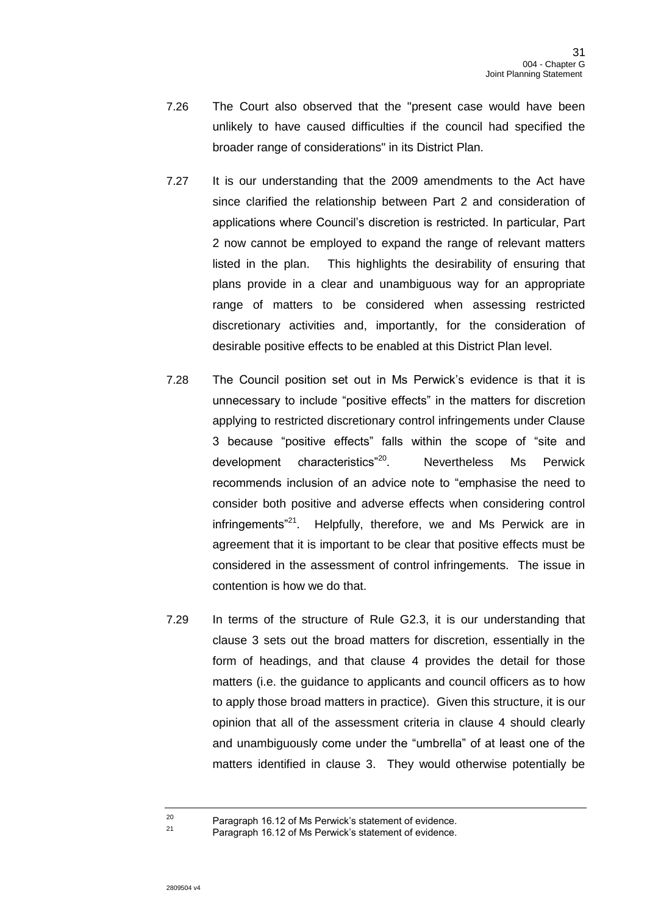7.26 The Court also observed that the "present case would have been unlikely to have caused difficulties if the council had specified the broader range of considerations" in its District Plan.

7.27 It is our understanding that the 2009 amendments to the Act have since clarified the relationship between Part 2 and consideration of applications where Council's discretion is restricted. In particular, Part 2 now cannot be employed to expand the range of relevant matters listed in the plan. This highlights the desirability of ensuring that plans provide in a clear and unambiguous way for an appropriate range of matters to be considered when assessing restricted discretionary activities and, importantly, for the consideration of desirable positive effects to be enabled at this District Plan level.

7.28 The Council position set out in Ms Perwick's evidence is that it is unnecessary to include "positive effects" in the matters for discretion applying to restricted discretionary control infringements under Clause 3 because "positive effects" falls within the scope of "site and development characteristics"[20]. Nevertheless Ms Perwick recommends inclusion of an advice note to "emphasise the need to consider both positive and adverse effects when considering control infringements"[21]. Helpfully, therefore, we and Ms Perwick are in agreement that it is important to be clear that positive effects must be considered in the assessment of control infringements. The issue in contention is how we do that.

7.29 In terms of the structure of Rule G2.3, it is our understanding that clause 3 sets out the broad matters for discretion, essentially in the form of headings, and that clause 4 provides the detail for those matters (i.e. the guidance to applicants and council officers as to how to apply those broad matters in practice). Given this structure, it is our opinion that all of the assessment criteria in clause 4 should clearly and unambiguously come under the "umbrella" of at least one of the matters identified in clause 3. They would otherwise potentially be

---

[20] Paragraph 16.12 of Ms Perwick's statement of evidence.

[21] Paragraph 16.12 of Ms Perwick's statement of evidence.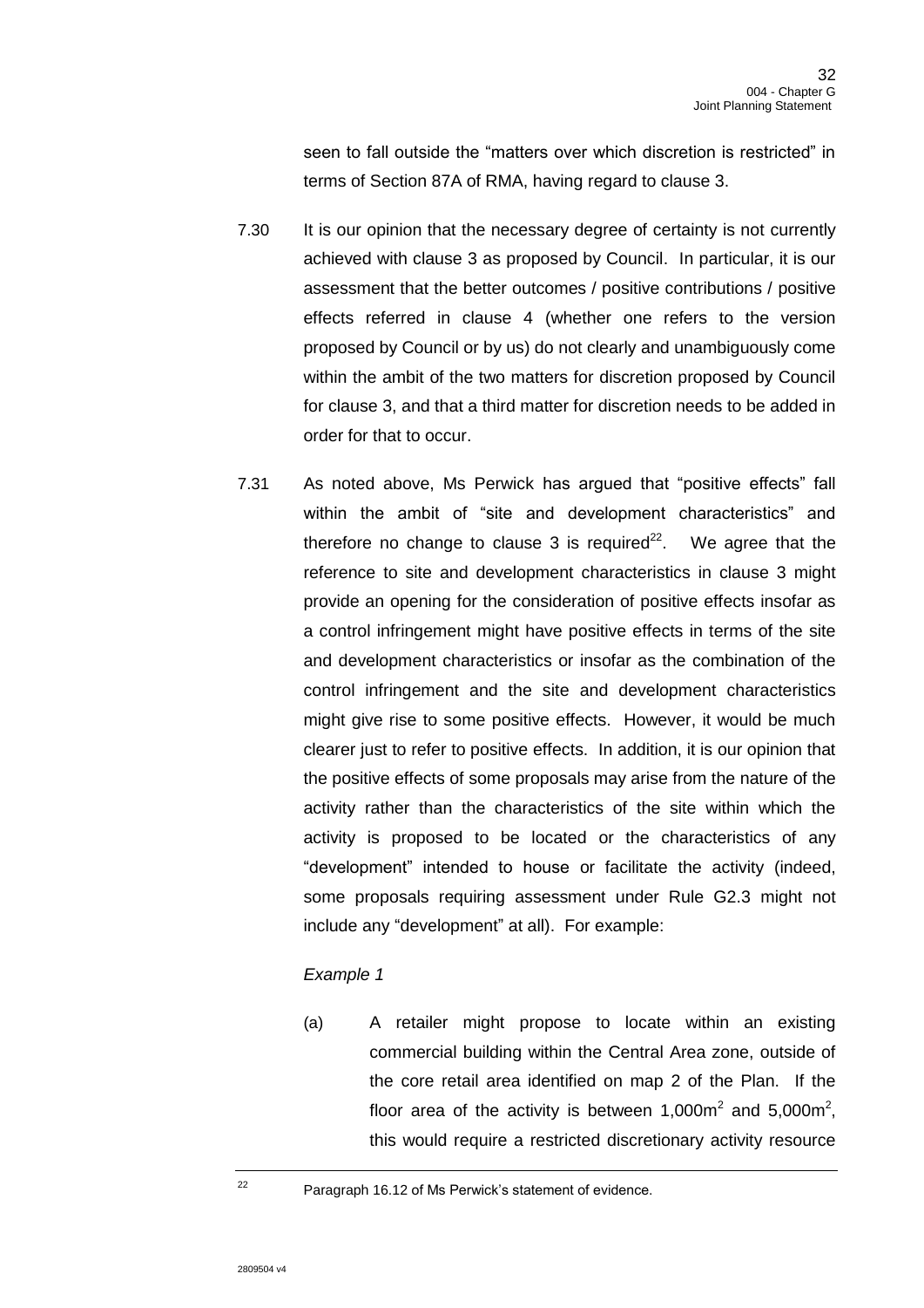seen to fall outside the "matters over which discretion is restricted" in terms of Section 87A of RMA, having regard to clause 3.

7.30 It is our opinion that the necessary degree of certainty is not currently achieved with clause 3 as proposed by Council. In particular, it is our assessment that the better outcomes / positive contributions / positive effects referred in clause 4 (whether one refers to the version proposed by Council or by us) do not clearly and unambiguously come within the ambit of the two matters for discretion proposed by Council for clause 3, and that a third matter for discretion needs to be added in order for that to occur.

7.31 As noted above, Ms Perwick has argued that "positive effects" fall within the ambit of "site and development characteristics" and therefore no change to clause 3 is required[22]. We agree that the reference to site and development characteristics in clause 3 might provide an opening for the consideration of positive effects insofar as a control infringement might have positive effects in terms of the site and development characteristics or insofar as the combination of the control infringement and the site and development characteristics might give rise to some positive effects. However, it would be much clearer just to refer to positive effects. In addition, it is our opinion that the positive effects of some proposals may arise from the nature of the activity rather than the characteristics of the site within which the activity is proposed to be located or the characteristics of any "development" intended to house or facilitate the activity (indeed, some proposals requiring assessment under Rule G2.3 might not include any "development" at all). For example:

*Example 1*

(a) A retailer might propose to locate within an existing commercial building within the Central Area zone, outside of the core retail area identified on map 2 of the Plan. If the floor area of the activity is between 1,000m$^2$ and 5,000m$^2$, this would require a restricted discretionary activity resource

[22] Paragraph 16.12 of Ms Perwick's statement of evidence.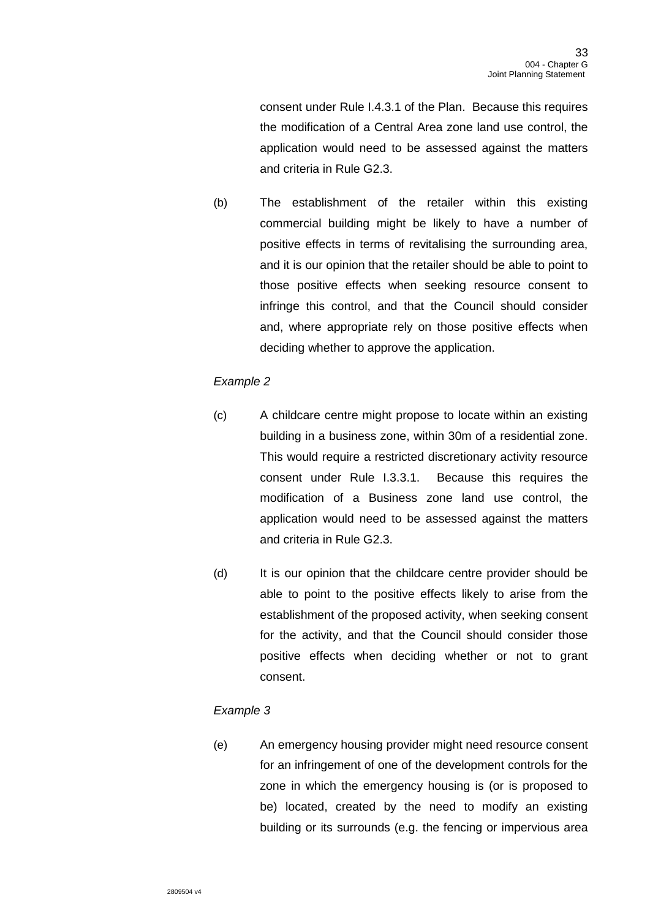consent under Rule I.4.3.1 of the Plan. Because this requires the modification of a Central Area zone land use control, the application would need to be assessed against the matters and criteria in Rule G2.3.

(b) The establishment of the retailer within this existing commercial building might be likely to have a number of positive effects in terms of revitalising the surrounding area, and it is our opinion that the retailer should be able to point to those positive effects when seeking resource consent to infringe this control, and that the Council should consider and, where appropriate rely on those positive effects when deciding whether to approve the application.

*Example 2*

(c) A childcare centre might propose to locate within an existing building in a business zone, within 30m of a residential zone. This would require a restricted discretionary activity resource consent under Rule I.3.3.1. Because this requires the modification of a Business zone land use control, the application would need to be assessed against the matters and criteria in Rule G2.3.

(d) It is our opinion that the childcare centre provider should be able to point to the positive effects likely to arise from the establishment of the proposed activity, when seeking consent for the activity, and that the Council should consider those positive effects when deciding whether or not to grant consent.

*Example 3*

(e) An emergency housing provider might need resource consent for an infringement of one of the development controls for the zone in which the emergency housing is (or is proposed to be) located, created by the need to modify an existing building or its surrounds (e.g. the fencing or impervious area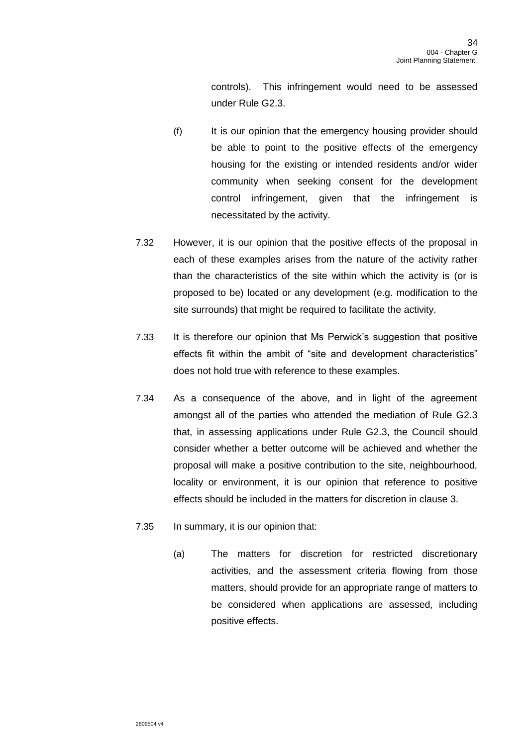controls). This infringement would need to be assessed under Rule G2.3.

(f) It is our opinion that the emergency housing provider should be able to point to the positive effects of the emergency housing for the existing or intended residents and/or wider community when seeking consent for the development control infringement, given that the infringement is necessitated by the activity.

7.32 However, it is our opinion that the positive effects of the proposal in each of these examples arises from the nature of the activity rather than the characteristics of the site within which the activity is (or is proposed to be) located or any development (e.g. modification to the site surrounds) that might be required to facilitate the activity.

7.33 It is therefore our opinion that Ms Perwick's suggestion that positive effects fit within the ambit of "site and development characteristics" does not hold true with reference to these examples.

7.34 As a consequence of the above, and in light of the agreement amongst all of the parties who attended the mediation of Rule G2.3 that, in assessing applications under Rule G2.3, the Council should consider whether a better outcome will be achieved and whether the proposal will make a positive contribution to the site, neighbourhood, locality or environment, it is our opinion that reference to positive effects should be included in the matters for discretion in clause 3.

7.35 In summary, it is our opinion that:

(a) The matters for discretion for restricted discretionary activities, and the assessment criteria flowing from those matters, should provide for an appropriate range of matters to be considered when applications are assessed, including positive effects.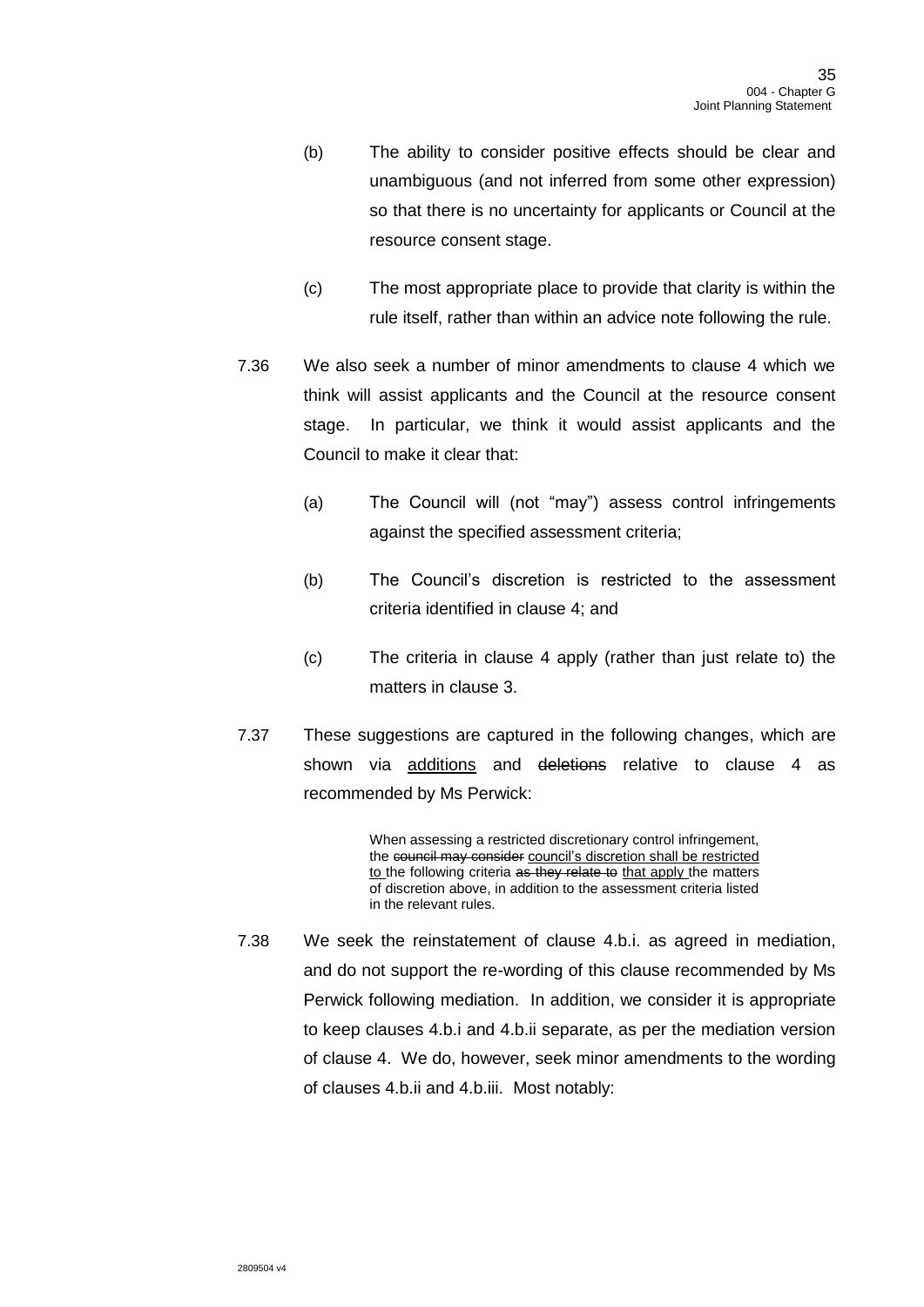(b) The ability to consider positive effects should be clear and unambiguous (and not inferred from some other expression) so that there is no uncertainty for applicants or Council at the resource consent stage.

(c) The most appropriate place to provide that clarity is within the rule itself, rather than within an advice note following the rule.

7.36 We also seek a number of minor amendments to clause 4 which we think will assist applicants and the Council at the resource consent stage. In particular, we think it would assist applicants and the Council to make it clear that:

(a) The Council will (not "may") assess control infringements against the specified assessment criteria;

(b) The Council's discretion is restricted to the assessment criteria identified in clause 4; and

(c) The criteria in clause 4 apply (rather than just relate to) the matters in clause 3.

7.37 These suggestions are captured in the following changes, which are shown via <u>additions</u> and ~~deletions~~ relative to clause 4 as recommended by Ms Perwick:

> When assessing a restricted discretionary control infringement, the ~~council may consider~~ <u>council's discretion shall be restricted to</u> the following criteria ~~as they relate to~~ <u>that apply</u> the matters of discretion above, in addition to the assessment criteria listed in the relevant rules.

7.38 We seek the reinstatement of clause 4.b.i. as agreed in mediation, and do not support the re-wording of this clause recommended by Ms Perwick following mediation. In addition, we consider it is appropriate to keep clauses 4.b.i and 4.b.ii separate, as per the mediation version of clause 4. We do, however, seek minor amendments to the wording of clauses 4.b.ii and 4.b.iii. Most notably: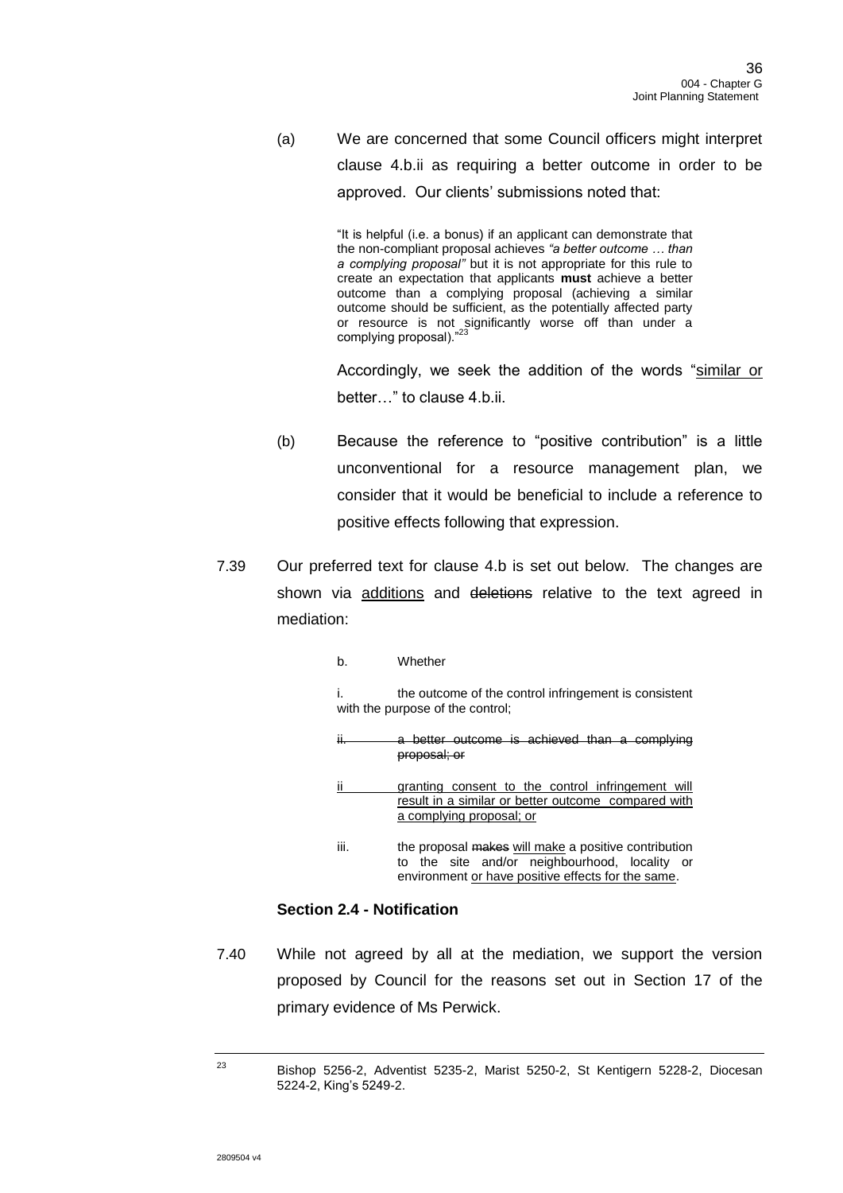(a) We are concerned that some Council officers might interpret clause 4.b.ii as requiring a better outcome in order to be approved. Our clients' submissions noted that:

> "It is helpful (i.e. a bonus) if an applicant can demonstrate that the non-compliant proposal achieves *"a better outcome … than a complying proposal"* but it is not appropriate for this rule to create an expectation that applicants **must** achieve a better outcome than a complying proposal (achieving a similar outcome should be sufficient, as the potentially affected party or resource is not significantly worse off than under a complying proposal)."[23]

Accordingly, we seek the addition of the words "<u>similar or</u> better…" to clause 4.b.ii.

(b) Because the reference to "positive contribution" is a little unconventional for a resource management plan, we consider that it would be beneficial to include a reference to positive effects following that expression.

7.39 Our preferred text for clause 4.b is set out below. The changes are shown via <u>additions</u> and ~~deletions~~ relative to the text agreed in mediation:

> b. Whether
>
> i. the outcome of the control infringement is consistent with the purpose of the control;
>
> ~~ii. a better outcome is achieved than a complying proposal; or~~
>
> <u>ii granting consent to the control infringement will result in a similar or better outcome compared with a complying proposal; or</u>
>
> iii. the proposal ~~makes~~ <u>will make</u> a positive contribution to the site and/or neighbourhood, locality or environment <u>or have positive effects for the same</u>.

**Section 2.4 - Notification**

7.40 While not agreed by all at the mediation, we support the version proposed by Council for the reasons set out in Section 17 of the primary evidence of Ms Perwick.

---

[23] Bishop 5256-2, Adventist 5235-2, Marist 5250-2, St Kentigern 5228-2, Diocesan 5224-2, King's 5249-2.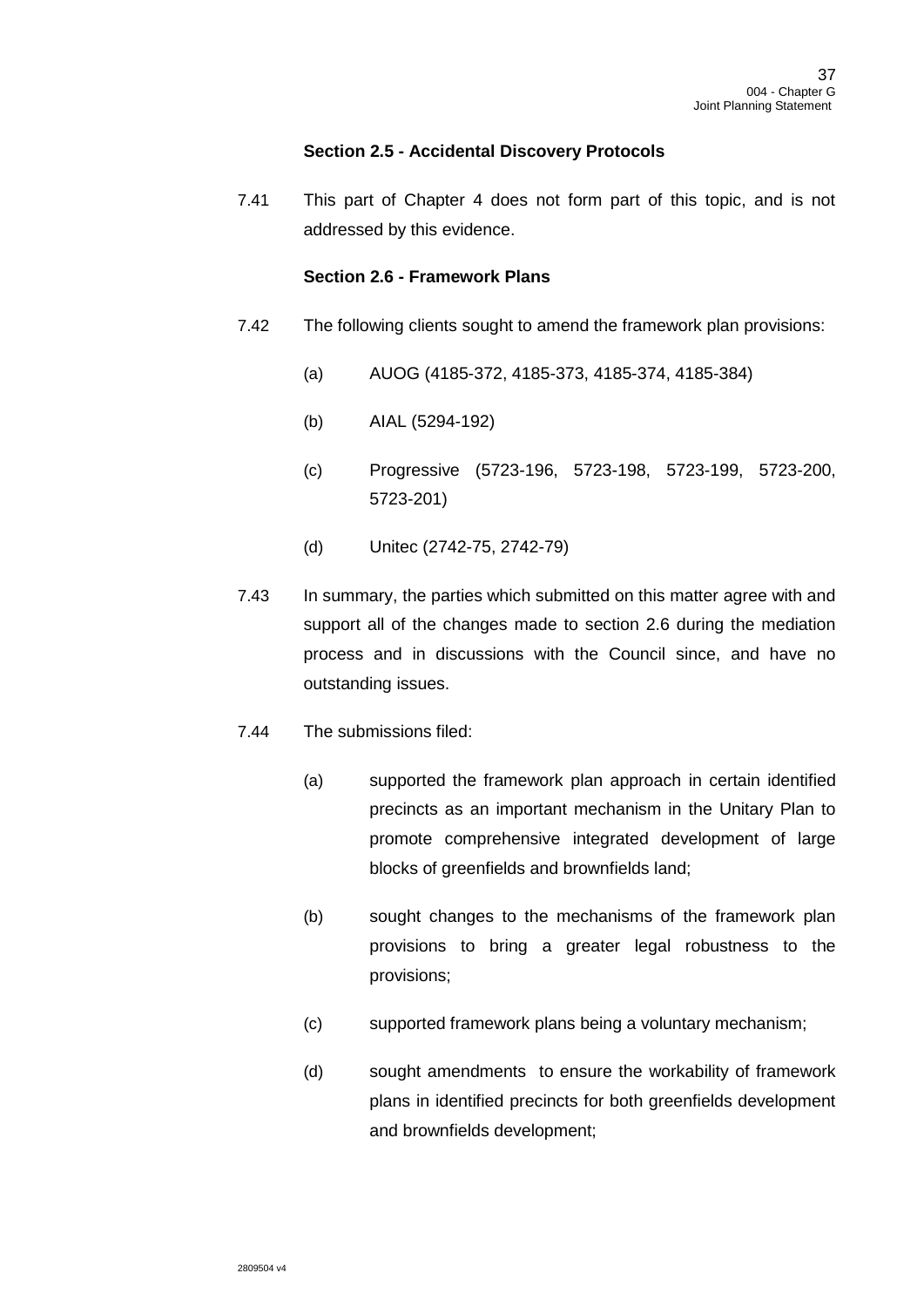**Section 2.5 - Accidental Discovery Protocols**

7.41 This part of Chapter 4 does not form part of this topic, and is not addressed by this evidence.

**Section 2.6 - Framework Plans**

7.42 The following clients sought to amend the framework plan provisions:

(a) AUOG (4185-372, 4185-373, 4185-374, 4185-384)

(b) AIAL (5294-192)

(c) Progressive (5723-196, 5723-198, 5723-199, 5723-200, 5723-201)

(d) Unitec (2742-75, 2742-79)

7.43 In summary, the parties which submitted on this matter agree with and support all of the changes made to section 2.6 during the mediation process and in discussions with the Council since, and have no outstanding issues.

7.44 The submissions filed:

(a) supported the framework plan approach in certain identified precincts as an important mechanism in the Unitary Plan to promote comprehensive integrated development of large blocks of greenfields and brownfields land;

(b) sought changes to the mechanisms of the framework plan provisions to bring a greater legal robustness to the provisions;

(c) supported framework plans being a voluntary mechanism;

(d) sought amendments to ensure the workability of framework plans in identified precincts for both greenfields development and brownfields development;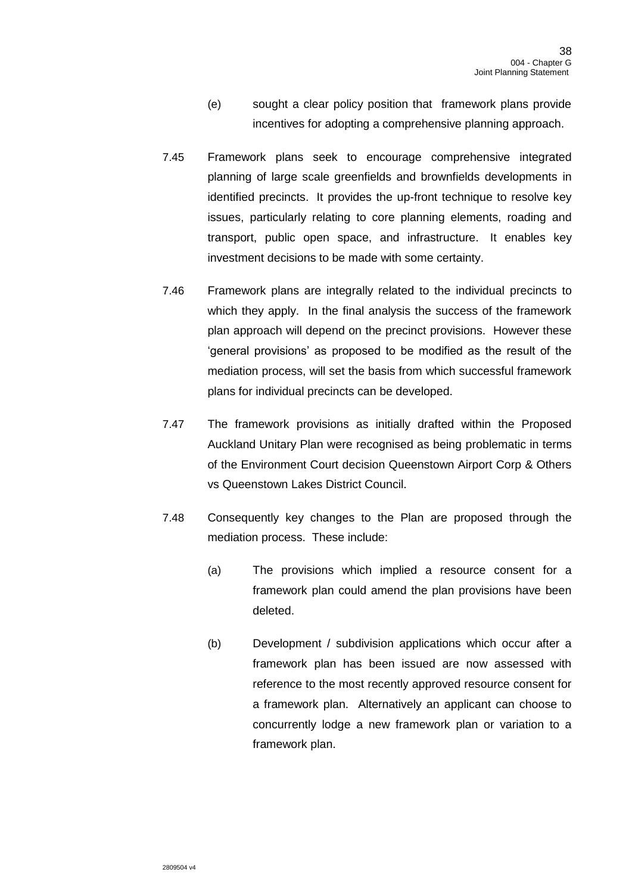(e) sought a clear policy position that framework plans provide incentives for adopting a comprehensive planning approach.

7.45 Framework plans seek to encourage comprehensive integrated planning of large scale greenfields and brownfields developments in identified precincts. It provides the up-front technique to resolve key issues, particularly relating to core planning elements, roading and transport, public open space, and infrastructure. It enables key investment decisions to be made with some certainty.

7.46 Framework plans are integrally related to the individual precincts to which they apply. In the final analysis the success of the framework plan approach will depend on the precinct provisions. However these 'general provisions' as proposed to be modified as the result of the mediation process, will set the basis from which successful framework plans for individual precincts can be developed.

7.47 The framework provisions as initially drafted within the Proposed Auckland Unitary Plan were recognised as being problematic in terms of the Environment Court decision Queenstown Airport Corp & Others vs Queenstown Lakes District Council.

7.48 Consequently key changes to the Plan are proposed through the mediation process. These include:

(a) The provisions which implied a resource consent for a framework plan could amend the plan provisions have been deleted.

(b) Development / subdivision applications which occur after a framework plan has been issued are now assessed with reference to the most recently approved resource consent for a framework plan. Alternatively an applicant can choose to concurrently lodge a new framework plan or variation to a framework plan.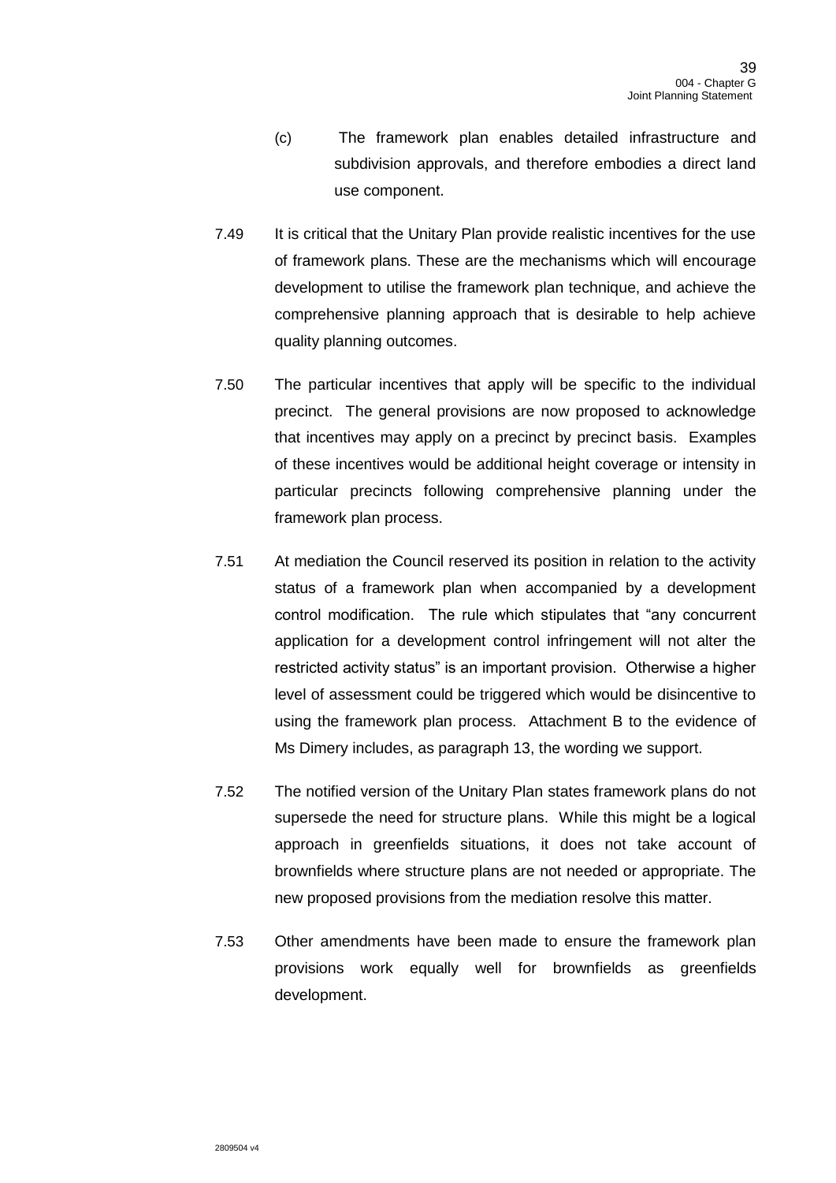(c) The framework plan enables detailed infrastructure and subdivision approvals, and therefore embodies a direct land use component.

7.49 It is critical that the Unitary Plan provide realistic incentives for the use of framework plans. These are the mechanisms which will encourage development to utilise the framework plan technique, and achieve the comprehensive planning approach that is desirable to help achieve quality planning outcomes.

7.50 The particular incentives that apply will be specific to the individual precinct. The general provisions are now proposed to acknowledge that incentives may apply on a precinct by precinct basis. Examples of these incentives would be additional height coverage or intensity in particular precincts following comprehensive planning under the framework plan process.

7.51 At mediation the Council reserved its position in relation to the activity status of a framework plan when accompanied by a development control modification. The rule which stipulates that "any concurrent application for a development control infringement will not alter the restricted activity status" is an important provision. Otherwise a higher level of assessment could be triggered which would be disincentive to using the framework plan process. Attachment B to the evidence of Ms Dimery includes, as paragraph 13, the wording we support.

7.52 The notified version of the Unitary Plan states framework plans do not supersede the need for structure plans. While this might be a logical approach in greenfields situations, it does not take account of brownfields where structure plans are not needed or appropriate. The new proposed provisions from the mediation resolve this matter.

7.53 Other amendments have been made to ensure the framework plan provisions work equally well for brownfields as greenfields development.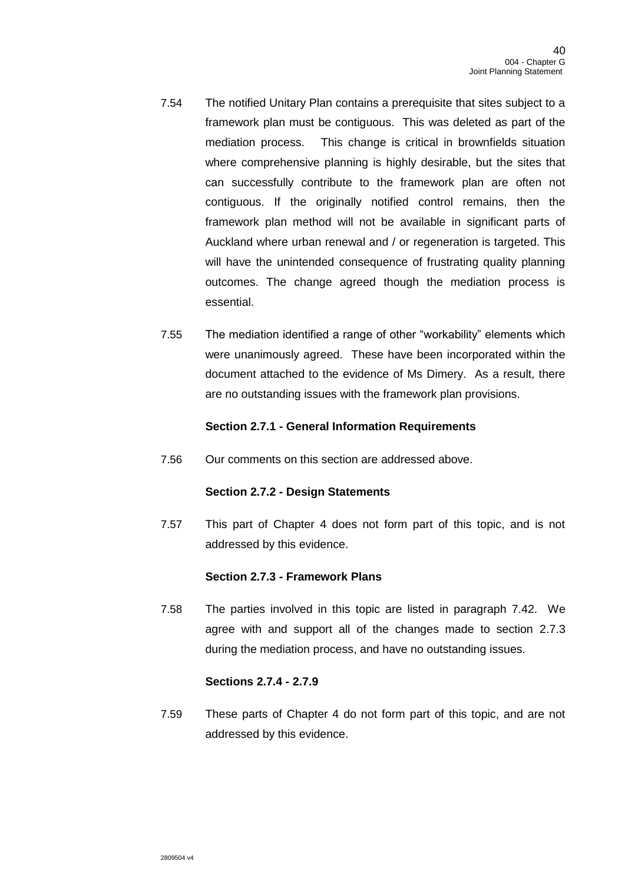7.54 The notified Unitary Plan contains a prerequisite that sites subject to a framework plan must be contiguous. This was deleted as part of the mediation process. This change is critical in brownfields situation where comprehensive planning is highly desirable, but the sites that can successfully contribute to the framework plan are often not contiguous. If the originally notified control remains, then the framework plan method will not be available in significant parts of Auckland where urban renewal and / or regeneration is targeted. This will have the unintended consequence of frustrating quality planning outcomes. The change agreed though the mediation process is essential.

7.55 The mediation identified a range of other "workability" elements which were unanimously agreed. These have been incorporated within the document attached to the evidence of Ms Dimery. As a result, there are no outstanding issues with the framework plan provisions.

**Section 2.7.1 - General Information Requirements**

7.56 Our comments on this section are addressed above.

**Section 2.7.2 - Design Statements**

7.57 This part of Chapter 4 does not form part of this topic, and is not addressed by this evidence.

**Section 2.7.3 - Framework Plans**

7.58 The parties involved in this topic are listed in paragraph 7.42. We agree with and support all of the changes made to section 2.7.3 during the mediation process, and have no outstanding issues.

**Sections 2.7.4 - 2.7.9**

7.59 These parts of Chapter 4 do not form part of this topic, and are not addressed by this evidence.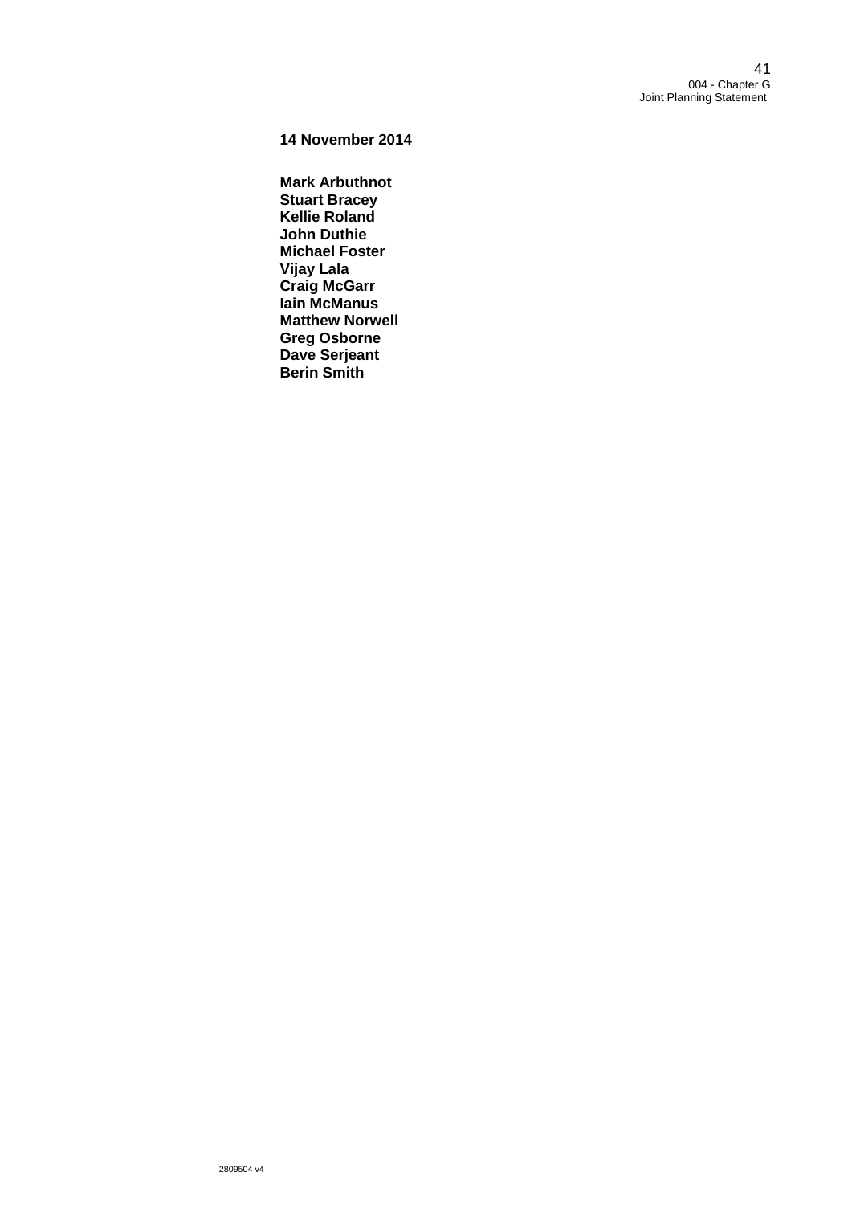**14 November 2014**

**Mark Arbuthnot**  
**Stuart Bracey**  
**Kellie Roland**  
**John Duthie**  
**Michael Foster**  
**Vijay Lala**  
**Craig McGarr**  
**Iain McManus**  
**Matthew Norwell**  
**Greg Osborne**  
**Dave Serjeant**  
**Berin Smith**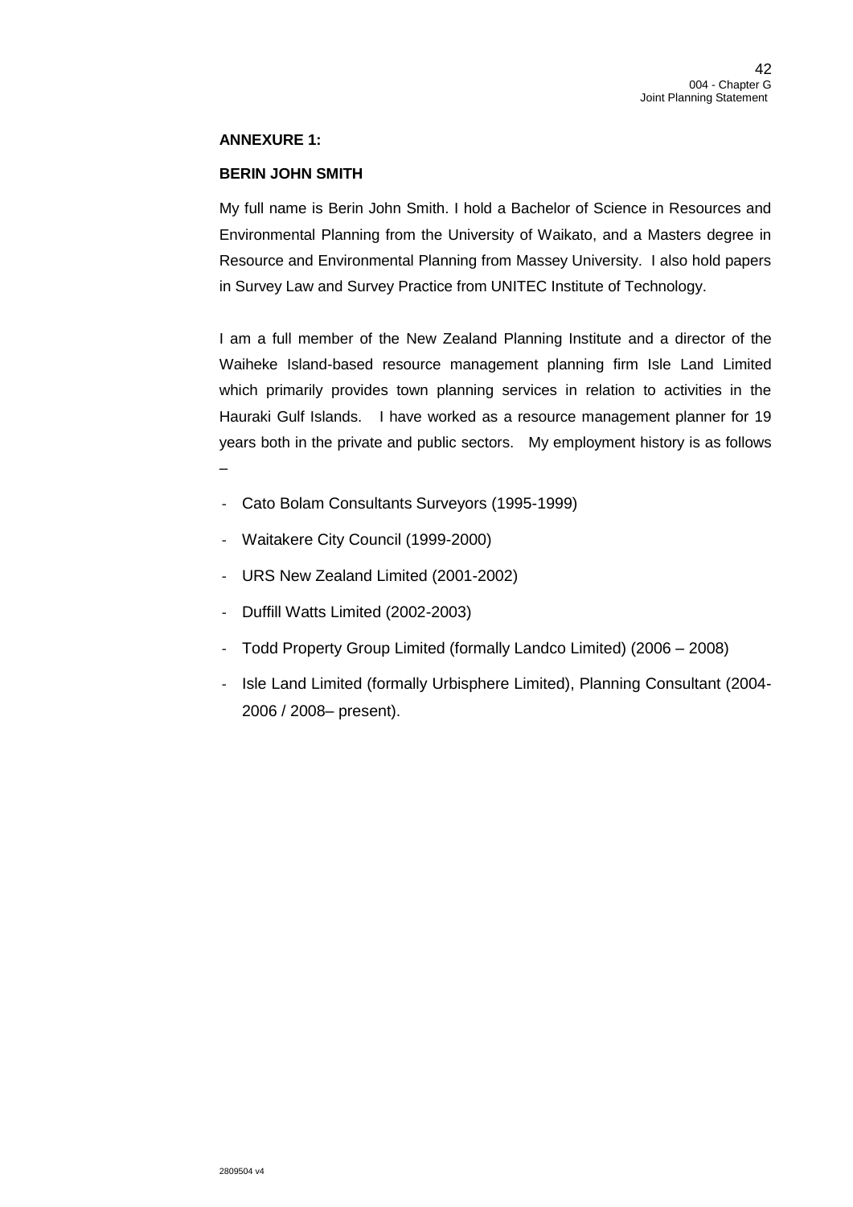**ANNEXURE 1:**

**BERIN JOHN SMITH**

My full name is Berin John Smith. I hold a Bachelor of Science in Resources and Environmental Planning from the University of Waikato, and a Masters degree in Resource and Environmental Planning from Massey University. I also hold papers in Survey Law and Survey Practice from UNITEC Institute of Technology.

I am a full member of the New Zealand Planning Institute and a director of the Waiheke Island-based resource management planning firm Isle Land Limited which primarily provides town planning services in relation to activities in the Hauraki Gulf Islands. I have worked as a resource management planner for 19 years both in the private and public sectors. My employment history is as follows –

- Cato Bolam Consultants Surveyors (1995-1999)
- Waitakere City Council (1999-2000)
- URS New Zealand Limited (2001-2002)
- Duffill Watts Limited (2002-2003)
- Todd Property Group Limited (formally Landco Limited) (2006 – 2008)
- Isle Land Limited (formally Urbisphere Limited), Planning Consultant (2004-2006 / 2008– present).